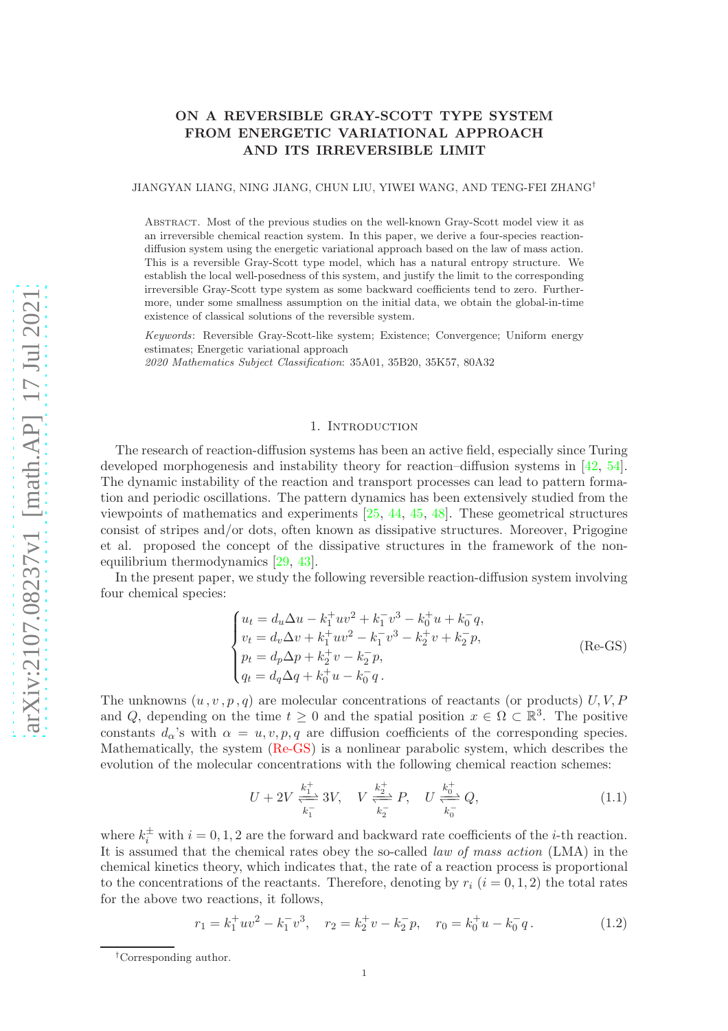# ON A REVERSIBLE GRAY-SCOTT TYPE SYSTEM FROM ENERGETIC VARIATIONAL APPROACH AND ITS IRREVERSIBLE LIMIT

JIANGYAN LIANG, NING JIANG, CHUN LIU, YIWEI WANG, AND TENG-FEI ZHANG[†]

Abstract. Most of the previous studies on the well-known Gray-Scott model view it as an irreversible chemical reaction system. In this paper, we derive a four-species reaction-diffusion system using the energetic variational approach based on the law of mass action. This is a reversible Gray-Scott type model, which has a natural entropy structure. We establish the local well-posedness of this system, and justify the limit to the corresponding irreversible Gray-Scott type system as some backward coefficients tend to zero. Furthermore, under some smallness assumption on the initial data, we obtain the global-in-time existence of classical solutions of the reversible system.

*Keywords*: Reversible Gray-Scott-like system; Existence; Convergence; Uniform energy estimates; Energetic variational approach

*2020 Mathematics Subject Classification*: 35A01, 35B20, 35K57, 80A32

## 1. Introduction

The research of reaction-diffusion systems has been an active field, especially since Turing developed morphogenesis and instability theory for reaction–diffusion systems in [42, 54]. The dynamic instability of the reaction and transport processes can lead to pattern formation and periodic oscillations. The pattern dynamics has been extensively studied from the viewpoints of mathematics and experiments [25, 44, 45, 48]. These geometrical structures consist of stripes and/or dots, often known as dissipative structures. Moreover, Prigogine et al. proposed the concept of the dissipative structures in the framework of the non-equilibrium thermodynamics [29, 43].

In the present paper, we study the following reversible reaction-diffusion system involving four chemical species:

$$
\begin{cases}
u_t = d_u \Delta u - k_1^+ uv^2 + k_1^- v^3 - k_0^+ u + k_0^- q, \\
v_t = d_v \Delta v + k_1^+ uv^2 - k_1^- v^3 - k_2^+ v + k_2^- p, \\
p_t = d_p \Delta p + k_2^+ v - k_2^- p, \\
q_t = d_q \Delta q + k_0^+ u - k_0^- q \,.
\end{cases}
\tag{Re-GS}
$$

The unknowns $(u\,, v\,, p\,, q)$ are molecular concentrations of reactants (or products) $U, V, P$ and $Q$, depending on the time $t \geq 0$ and the spatial position $x \in \Omega \subset \mathbb{R}^3$. The positive constants $d_\alpha$'s with $\alpha = u, v, p, q$ are diffusion coefficients of the corresponding species. Mathematically, the system (Re-GS) is a nonlinear parabolic system, which describes the evolution of the molecular concentrations with the following chemical reaction schemes:

$$
U + 2V \underset{k_1^-}{\overset{k_1^+}{\rightleftharpoons}} 3V, \quad V \underset{k_2^-}{\overset{k_2^+}{\rightleftharpoons}} P, \quad U \underset{k_0^-}{\overset{k_0^+}{\rightleftharpoons}} Q,
\tag{1.1}
$$

where $k_i^\pm$ with $i = 0, 1, 2$ are the forward and backward rate coefficients of the $i$-th reaction. It is assumed that the chemical rates obey the so-called *law of mass action* (LMA) in the chemical kinetics theory, which indicates that, the rate of a reaction process is proportional to the concentrations of the reactants. Therefore, denoting by $r_i$ $(i = 0, 1, 2)$ the total rates for the above two reactions, it follows,

$$
r_1 = k_1^+ uv^2 - k_1^- v^3, \quad r_2 = k_2^+ v - k_2^- p, \quad r_0 = k_0^+ u - k_0^- q \,.
\tag{1.2}
$$

[†]Corresponding author.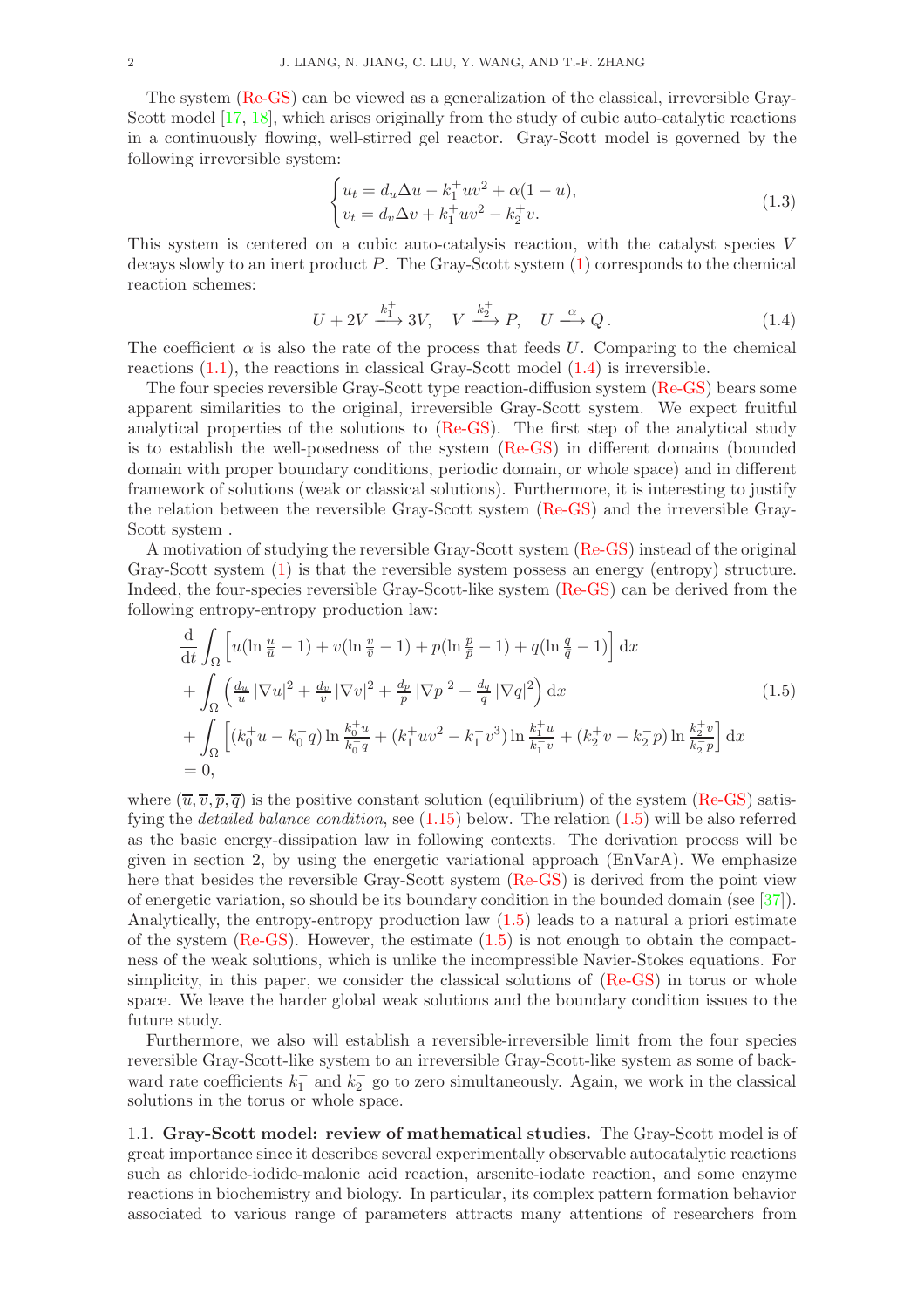The system (Re-GS) can be viewed as a generalization of the classical, irreversible Gray-Scott model [17, 18], which arises originally from the study of cubic auto-catalytic reactions in a continuously flowing, well-stirred gel reactor. Gray-Scott model is governed by the following irreversible system:

$$
\begin{cases}
u_t = d_u \Delta u - k_1^+ u v^2 + \alpha(1-u), \\
v_t = d_v \Delta v + k_1^+ u v^2 - k_2^+ v.
\end{cases}
\tag{1.3}
$$

This system is centered on a cubic auto-catalysis reaction, with the catalyst species $V$ decays slowly to an inert product $P$. The Gray-Scott system (1) corresponds to the chemical reaction schemes:

$$
U + 2V \xrightarrow{k_1^+} 3V, \quad V \xrightarrow{k_2^+} P, \quad U \xrightarrow{\alpha} Q\,.
\tag{1.4}
$$

The coefficient $\alpha$ is also the rate of the process that feeds $U$. Comparing to the chemical reactions (1.1), the reactions in classical Gray-Scott model (1.4) is irreversible.

The four species reversible Gray-Scott type reaction-diffusion system (Re-GS) bears some apparent similarities to the original, irreversible Gray-Scott system. We expect fruitful analytical properties of the solutions to (Re-GS). The first step of the analytical study is to establish the well-posedness of the system (Re-GS) in different domains (bounded domain with proper boundary conditions, periodic domain, or whole space) and in different framework of solutions (weak or classical solutions). Furthermore, it is interesting to justify the relation between the reversible Gray-Scott system (Re-GS) and the irreversible Gray-Scott system .

A motivation of studying the reversible Gray-Scott system (Re-GS) instead of the original Gray-Scott system (1) is that the reversible system possess an energy (entropy) structure. Indeed, the four-species reversible Gray-Scott-like system (Re-GS) can be derived from the following entropy-entropy production law:

$$
\begin{aligned}
&\frac{\mathrm{d}}{\mathrm{d}t}\int_\Omega \Big[ u(\ln \tfrac{u}{\overline{u}} - 1) + v(\ln \tfrac{v}{\overline{v}} - 1) + p(\ln \tfrac{p}{\overline{p}} - 1) + q(\ln \tfrac{q}{\overline{q}} - 1) \Big]\,\mathrm{d}x \\
&+ \int_\Omega \Big( \tfrac{d_u}{u}|\nabla u|^2 + \tfrac{d_v}{v}|\nabla v|^2 + \tfrac{d_p}{p}|\nabla p|^2 + \tfrac{d_q}{q}|\nabla q|^2 \Big)\,\mathrm{d}x \\
&+ \int_\Omega \Big[ (k_0^+ u - k_0^- q)\ln \tfrac{k_0^+ u}{k_0^- q} + (k_1^+ u v^2 - k_1^- v^3)\ln \tfrac{k_1^+ u}{k_1^- v} + (k_2^+ v - k_2^- p)\ln \tfrac{k_2^+ v}{k_2^- p} \Big]\,\mathrm{d}x \\
&= 0,
\end{aligned}
\tag{1.5}
$$

where $(\overline{u}, \overline{v}, \overline{p}, \overline{q})$ is the positive constant solution (equilibrium) of the system (Re-GS) satisfying the *detailed balance condition*, see (1.15) below. The relation (1.5) will be also referred as the basic energy-dissipation law in following contexts. The derivation process will be given in section 2, by using the energetic variational approach (EnVarA). We emphasize here that besides the reversible Gray-Scott system (Re-GS) is derived from the point view of energetic variation, so should be its boundary condition in the bounded domain (see [37]). Analytically, the entropy-entropy production law (1.5) leads to a natural a priori estimate of the system (Re-GS). However, the estimate (1.5) is not enough to obtain the compactness of the weak solutions, which is unlike the incompressible Navier-Stokes equations. For simplicity, in this paper, we consider the classical solutions of (Re-GS) in torus or whole space. We leave the harder global weak solutions and the boundary condition issues to the future study.

Furthermore, we also will establish a reversible-irreversible limit from the four species reversible Gray-Scott-like system to an irreversible Gray-Scott-like system as some of backward rate coefficients $k_1^-$ and $k_2^-$ go to zero simultaneously. Again, we work in the classical solutions in the torus or whole space.

## 1.1. Gray-Scott model: review of mathematical studies.

The Gray-Scott model is of great importance since it describes several experimentally observable autocatalytic reactions such as chloride-iodide-malonic acid reaction, arsenite-iodate reaction, and some enzyme reactions in biochemistry and biology. In particular, its complex pattern formation behavior associated to various range of parameters attracts many attentions of researchers from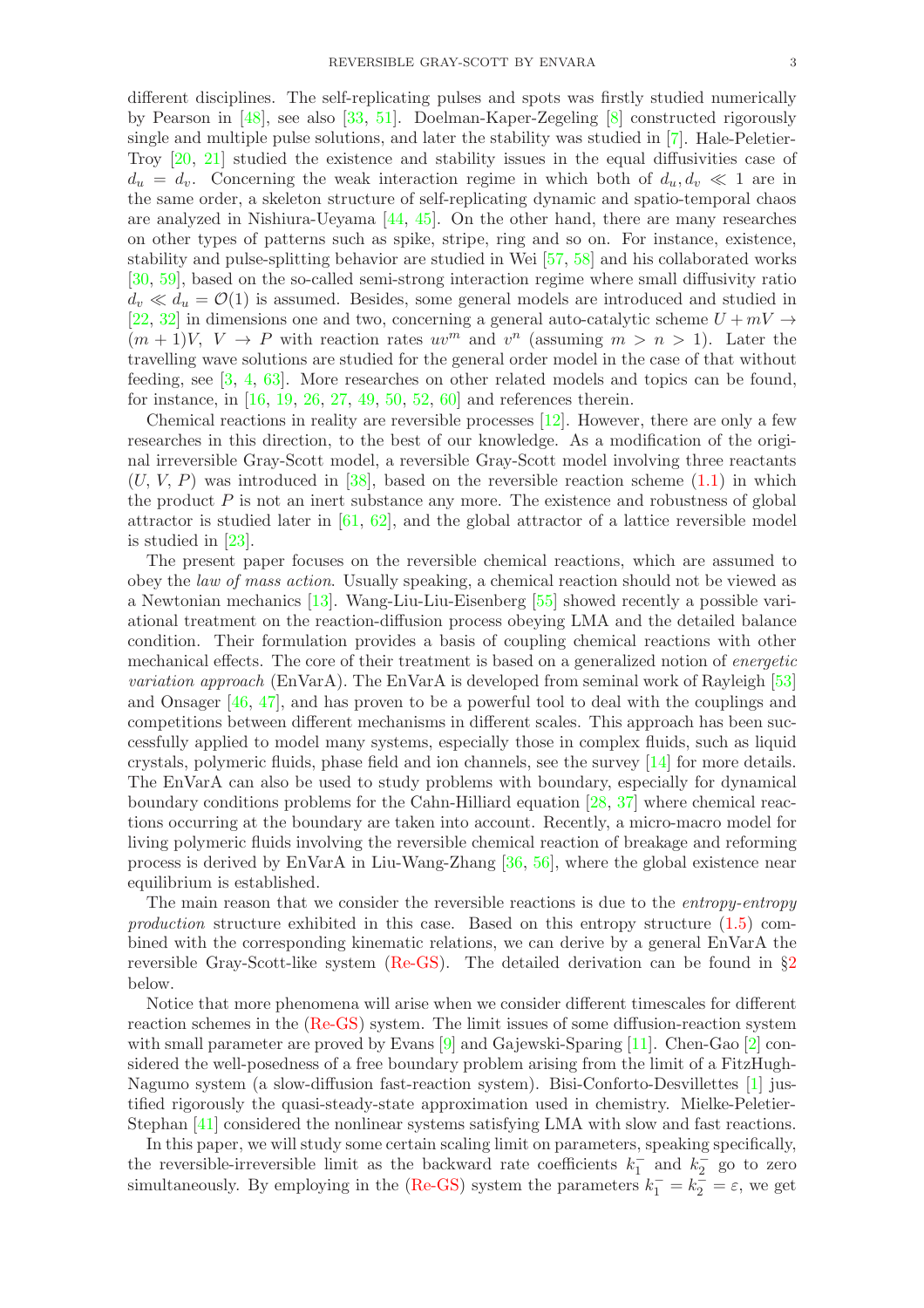different disciplines. The self-replicating pulses and spots was firstly studied numerically by Pearson in [48], see also [33, 51]. Doelman-Kaper-Zegeling [8] constructed rigorously single and multiple pulse solutions, and later the stability was studied in [7]. Hale-Peletier-Troy [20, 21] studied the existence and stability issues in the equal diffusivities case of $d_u = d_v$. Concerning the weak interaction regime in which both of $d_u, d_v \ll 1$ are in the same order, a skeleton structure of self-replicating dynamic and spatio-temporal chaos are analyzed in Nishiura-Ueyama [44, 45]. On the other hand, there are many researches on other types of patterns such as spike, stripe, ring and so on. For instance, existence, stability and pulse-splitting behavior are studied in Wei [57, 58] and his collaborated works [30, 59], based on the so-called semi-strong interaction regime where small diffusivity ratio $d_v \ll d_u = \mathcal{O}(1)$ is assumed. Besides, some general models are introduced and studied in [22, 32] in dimensions one and two, concerning a general auto-catalytic scheme $U + mV \to (m+1)V$, $V \to P$ with reaction rates $uv^m$ and $v^n$ (assuming $m > n > 1$). Later the travelling wave solutions are studied for the general order model in the case of that without feeding, see [3, 4, 63]. More researches on other related models and topics can be found, for instance, in [16, 19, 26, 27, 49, 50, 52, 60] and references therein.

Chemical reactions in reality are reversible processes [12]. However, there are only a few researches in this direction, to the best of our knowledge. As a modification of the original irreversible Gray-Scott model, a reversible Gray-Scott model involving three reactants ($U$, $V$, $P$) was introduced in [38], based on the reversible reaction scheme (1.1) in which the product $P$ is not an inert substance any more. The existence and robustness of global attractor is studied later in [61, 62], and the global attractor of a lattice reversible model is studied in [23].

The present paper focuses on the reversible chemical reactions, which are assumed to obey the *law of mass action*. Usually speaking, a chemical reaction should not be viewed as a Newtonian mechanics [13]. Wang-Liu-Liu-Eisenberg [55] showed recently a possible variational treatment on the reaction-diffusion process obeying LMA and the detailed balance condition. Their formulation provides a basis of coupling chemical reactions with other mechanical effects. The core of their treatment is based on a generalized notion of *energetic variation approach* (EnVarA). The EnVarA is developed from seminal work of Rayleigh [53] and Onsager [46, 47], and has proven to be a powerful tool to deal with the couplings and competitions between different mechanisms in different scales. This approach has been successfully applied to model many systems, especially those in complex fluids, such as liquid crystals, polymeric fluids, phase field and ion channels, see the survey [14] for more details. The EnVarA can also be used to study problems with boundary, especially for dynamical boundary conditions problems for the Cahn-Hilliard equation [28, 37] where chemical reactions occurring at the boundary are taken into account. Recently, a micro-macro model for living polymeric fluids involving the reversible chemical reaction of breakage and reforming process is derived by EnVarA in Liu-Wang-Zhang [36, 56], where the global existence near equilibrium is established.

The main reason that we consider the reversible reactions is due to the *entropy-entropy production* structure exhibited in this case. Based on this entropy structure (1.5) combined with the corresponding kinematic relations, we can derive by a general EnVarA the reversible Gray-Scott-like system (Re-GS). The detailed derivation can be found in §2 below.

Notice that more phenomena will arise when we consider different timescales for different reaction schemes in the (Re-GS) system. The limit issues of some diffusion-reaction system with small parameter are proved by Evans [9] and Gajewski-Sparing [11]. Chen-Gao [2] considered the well-posedness of a free boundary problem arising from the limit of a FitzHugh-Nagumo system (a slow-diffusion fast-reaction system). Bisi-Conforto-Desvillettes [1] justified rigorously the quasi-steady-state approximation used in chemistry. Mielke-Peletier-Stephan [41] considered the nonlinear systems satisfying LMA with slow and fast reactions.

In this paper, we will study some certain scaling limit on parameters, speaking specifically, the reversible-irreversible limit as the backward rate coefficients $k_1^-$ and $k_2^-$ go to zero simultaneously. By employing in the (Re-GS) system the parameters $k_1^- = k_2^- = \varepsilon$, we get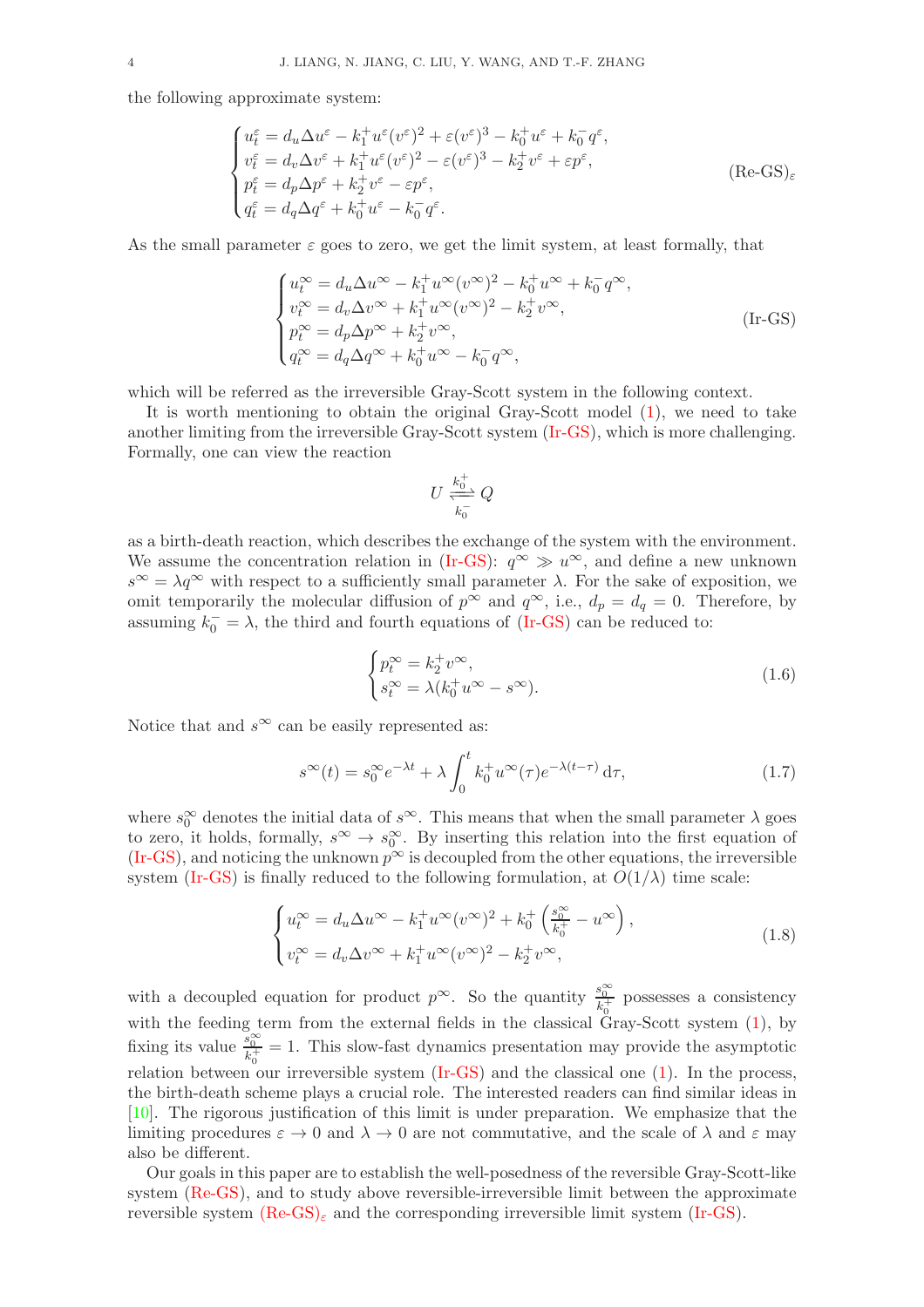the following approximate system:

$$
\begin{cases}
u_t^\varepsilon = d_u \Delta u^\varepsilon - k_1^+ u^\varepsilon (v^\varepsilon)^2 + \varepsilon (v^\varepsilon)^3 - k_0^+ u^\varepsilon + k_0^- q^\varepsilon, \\
v_t^\varepsilon = d_v \Delta v^\varepsilon + k_1^+ u^\varepsilon (v^\varepsilon)^2 - \varepsilon (v^\varepsilon)^3 - k_2^+ v^\varepsilon + \varepsilon p^\varepsilon, \\
p_t^\varepsilon = d_p \Delta p^\varepsilon + k_2^+ v^\varepsilon - \varepsilon p^\varepsilon, \\
q_t^\varepsilon = d_q \Delta q^\varepsilon + k_0^+ u^\varepsilon - k_0^- q^\varepsilon.
\end{cases}
\tag{Re-GS$_\varepsilon$}
$$

As the small parameter $\varepsilon$ goes to zero, we get the limit system, at least formally, that

$$
\begin{cases}
u_t^\infty = d_u \Delta u^\infty - k_1^+ u^\infty (v^\infty)^2 - k_0^+ u^\infty + k_0^- q^\infty, \\
v_t^\infty = d_v \Delta v^\infty + k_1^+ u^\infty (v^\infty)^2 - k_2^+ v^\infty, \\
p_t^\infty = d_p \Delta p^\infty + k_2^+ v^\infty, \\
q_t^\infty = d_q \Delta q^\infty + k_0^+ u^\infty - k_0^- q^\infty,
\end{cases}
\tag{Ir-GS}
$$

which will be referred as the irreversible Gray-Scott system in the following context.

It is worth mentioning to obtain the original Gray-Scott model (1), we need to take another limiting from the irreversible Gray-Scott system (Ir-GS), which is more challenging. Formally, one can view the reaction

$$
U \underset{k_0^-}{\overset{k_0^+}{\rightleftharpoons}} Q
$$

as a birth-death reaction, which describes the exchange of the system with the environment. We assume the concentration relation in (Ir-GS): $q^\infty \gg u^\infty$, and define a new unknown $s^\infty = \lambda q^\infty$ with respect to a sufficiently small parameter $\lambda$. For the sake of exposition, we omit temporarily the molecular diffusion of $p^\infty$ and $q^\infty$, i.e., $d_p = d_q = 0$. Therefore, by assuming $k_0^- = \lambda$, the third and fourth equations of (Ir-GS) can be reduced to:

$$
\begin{cases}
p_t^\infty = k_2^+ v^\infty, \\
s_t^\infty = \lambda (k_0^+ u^\infty - s^\infty).
\end{cases}
\tag{1.6}
$$

Notice that and $s^\infty$ can be easily represented as:

$$
s^\infty(t) = s_0^\infty e^{-\lambda t} + \lambda \int_0^t k_0^+ u^\infty(\tau) e^{-\lambda(t-\tau)} \, \mathrm{d}\tau,
\tag{1.7}
$$

where $s_0^\infty$ denotes the initial data of $s^\infty$. This means that when the small parameter $\lambda$ goes to zero, it holds, formally, $s^\infty \to s_0^\infty$. By inserting this relation into the first equation of (Ir-GS), and noticing the unknown $p^\infty$ is decoupled from the other equations, the irreversible system (Ir-GS) is finally reduced to the following formulation, at $O(1/\lambda)$ time scale:

$$
\begin{cases}
u_t^\infty = d_u \Delta u^\infty - k_1^+ u^\infty (v^\infty)^2 + k_0^+ \left( \frac{s_0^\infty}{k_0^+} - u^\infty \right), \\
v_t^\infty = d_v \Delta v^\infty + k_1^+ u^\infty (v^\infty)^2 - k_2^+ v^\infty,
\end{cases}
\tag{1.8}
$$

with a decoupled equation for product $p^\infty$. So the quantity $\frac{s_0^\infty}{k_0^+}$ possesses a consistency with the feeding term from the external fields in the classical Gray-Scott system (1), by fixing its value $\frac{s_0^\infty}{k_0^+} = 1$. This slow-fast dynamics presentation may provide the asymptotic relation between our irreversible system (Ir-GS) and the classical one (1). In the process, the birth-death scheme plays a crucial role. The interested readers can find similar ideas in [10]. The rigorous justification of this limit is under preparation. We emphasize that the limiting procedures $\varepsilon \to 0$ and $\lambda \to 0$ are not commutative, and the scale of $\lambda$ and $\varepsilon$ may also be different.

Our goals in this paper are to establish the well-posedness of the reversible Gray-Scott-like system (Re-GS), and to study above reversible-irreversible limit between the approximate reversible system (Re-GS)$_\varepsilon$ and the corresponding irreversible limit system (Ir-GS).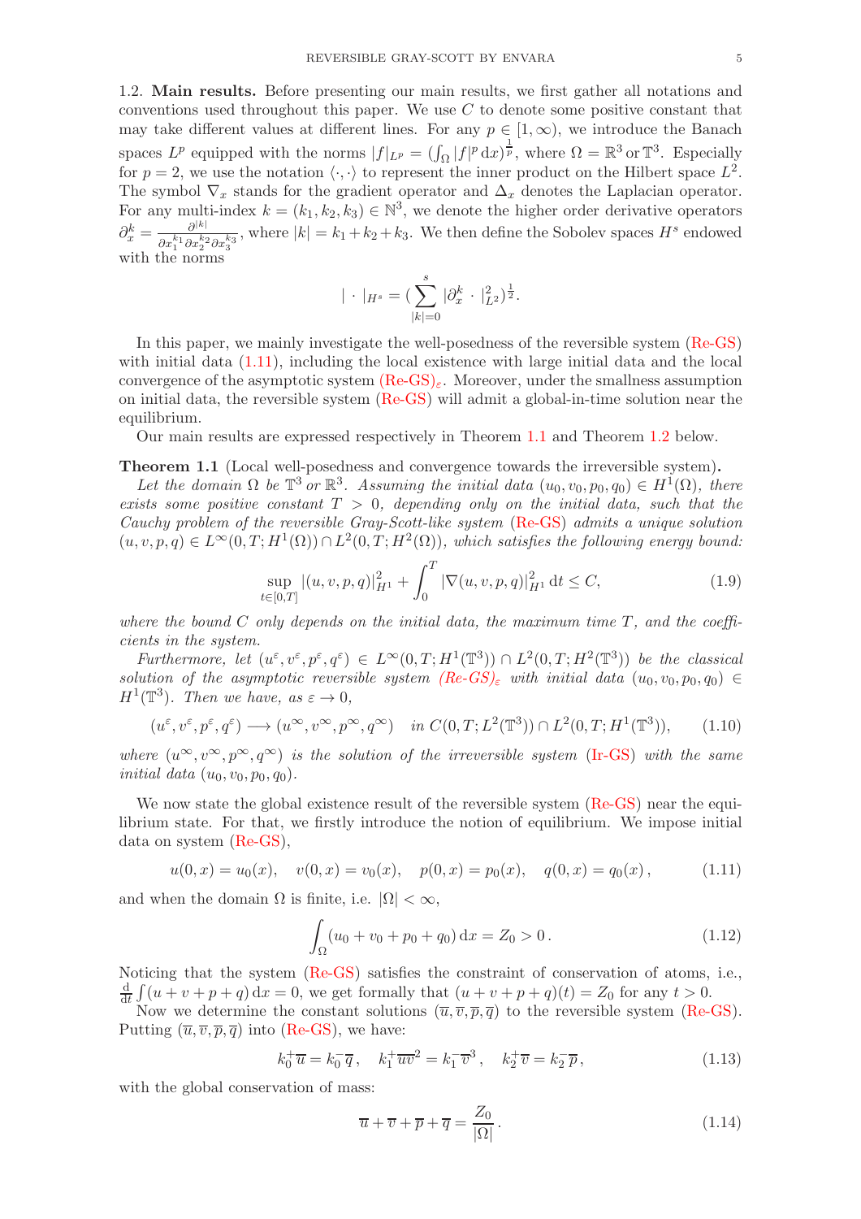**1.2. Main results.** Before presenting our main results, we first gather all notations and conventions used throughout this paper. We use $C$ to denote some positive constant that may take different values at different lines. For any $p \in [1, \infty)$, we introduce the Banach spaces $L^p$ equipped with the norms $|f|_{L^p} = (\int_\Omega |f|^p \,\mathrm{d}x)^{\frac{1}{p}}$, where $\Omega = \mathbb{R}^3$ or $\mathbb{T}^3$. Especially for $p = 2$, we use the notation $\langle \cdot, \cdot \rangle$ to represent the inner product on the Hilbert space $L^2$. The symbol $\nabla_x$ stands for the gradient operator and $\Delta_x$ denotes the Laplacian operator. For any multi-index $k = (k_1, k_2, k_3) \in \mathbb{N}^3$, we denote the higher order derivative operators $\partial_x^k = \frac{\partial^{|k|}}{\partial x_1^{k_1} \partial x_2^{k_2} \partial x_3^{k_3}}$, where $|k| = k_1 + k_2 + k_3$. We then define the Sobolev spaces $H^s$ endowed with the norms

$$
| \cdot |_{H^s} = \Big( \sum_{|k|=0}^{s} |\partial_x^k \cdot |_{L^2}^2 \Big)^{\frac{1}{2}}.
$$

In this paper, we mainly investigate the well-posedness of the reversible system (Re-GS) with initial data (1.11), including the local existence with large initial data and the local convergence of the asymptotic system (Re-GS)$_\varepsilon$. Moreover, under the smallness assumption on initial data, the reversible system (Re-GS) will admit a global-in-time solution near the equilibrium.

Our main results are expressed respectively in Theorem 1.1 and Theorem 1.2 below.

**Theorem 1.1** (Local well-posedness and convergence towards the irreversible system)**.** *Let the domain $\Omega$ be $\mathbb{T}^3$ or $\mathbb{R}^3$. Assuming the initial data $(u_0, v_0, p_0, q_0) \in H^1(\Omega)$, there exists some positive constant $T > 0$, depending only on the initial data, such that the Cauchy problem of the reversible Gray-Scott-like system (Re-GS) admits a unique solution $(u, v, p, q) \in L^\infty(0, T; H^1(\Omega)) \cap L^2(0, T; H^2(\Omega))$, which satisfies the following energy bound:*

$$
\sup_{t \in [0,T]} |(u, v, p, q)|_{H^1}^2 + \int_0^T |\nabla(u, v, p, q)|_{H^1}^2 \,\mathrm{d}t \leq C, \tag{1.9}
$$

*where the bound $C$ only depends on the initial data, the maximum time $T$, and the coefficients in the system.*

*Furthermore, let $(u^\varepsilon, v^\varepsilon, p^\varepsilon, q^\varepsilon) \in L^\infty(0, T; H^1(\mathbb{T}^3)) \cap L^2(0, T; H^2(\mathbb{T}^3))$ be the classical solution of the asymptotic reversible system (Re-GS)$_\varepsilon$ with initial data $(u_0, v_0, p_0, q_0) \in H^1(\mathbb{T}^3)$. Then we have, as $\varepsilon \to 0$,*

$$
(u^\varepsilon, v^\varepsilon, p^\varepsilon, q^\varepsilon) \longrightarrow (u^\infty, v^\infty, p^\infty, q^\infty) \quad \text{in } C(0, T; L^2(\mathbb{T}^3)) \cap L^2(0, T; H^1(\mathbb{T}^3)), \tag{1.10}
$$

*where $(u^\infty, v^\infty, p^\infty, q^\infty)$ is the solution of the irreversible system (Ir-GS) with the same initial data $(u_0, v_0, p_0, q_0)$.*

We now state the global existence result of the reversible system (Re-GS) near the equilibrium state. For that, we firstly introduce the notion of equilibrium. We impose initial data on system (Re-GS),

$$
u(0, x) = u_0(x), \quad v(0, x) = v_0(x), \quad p(0, x) = p_0(x), \quad q(0, x) = q_0(x)\,, \tag{1.11}
$$

and when the domain $\Omega$ is finite, i.e. $|\Omega| < \infty$,

$$
\int_\Omega (u_0 + v_0 + p_0 + q_0) \,\mathrm{d}x = Z_0 > 0\,. \tag{1.12}
$$

Noticing that the system (Re-GS) satisfies the constraint of conservation of atoms, i.e., $\frac{\mathrm{d}}{\mathrm{d}t} \int (u + v + p + q) \,\mathrm{d}x = 0$, we get formally that $(u + v + p + q)(t) = Z_0$ for any $t > 0$.

Now we determine the constant solutions $(\overline{u}, \overline{v}, \overline{p}, \overline{q})$ to the reversible system (Re-GS). Putting $(\overline{u}, \overline{v}, \overline{p}, \overline{q})$ into (Re-GS), we have:

$$
k_0^+ \overline{u} = k_0^- \overline{q}\,, \quad k_1^+ \overline{u}\overline{v}^2 = k_1^- \overline{v}^3\,, \quad k_2^+ \overline{v} = k_2^- \overline{p}\,, \tag{1.13}
$$

with the global conservation of mass:

$$
\overline{u} + \overline{v} + \overline{p} + \overline{q} = \frac{Z_0}{|\Omega|}\,. \tag{1.14}
$$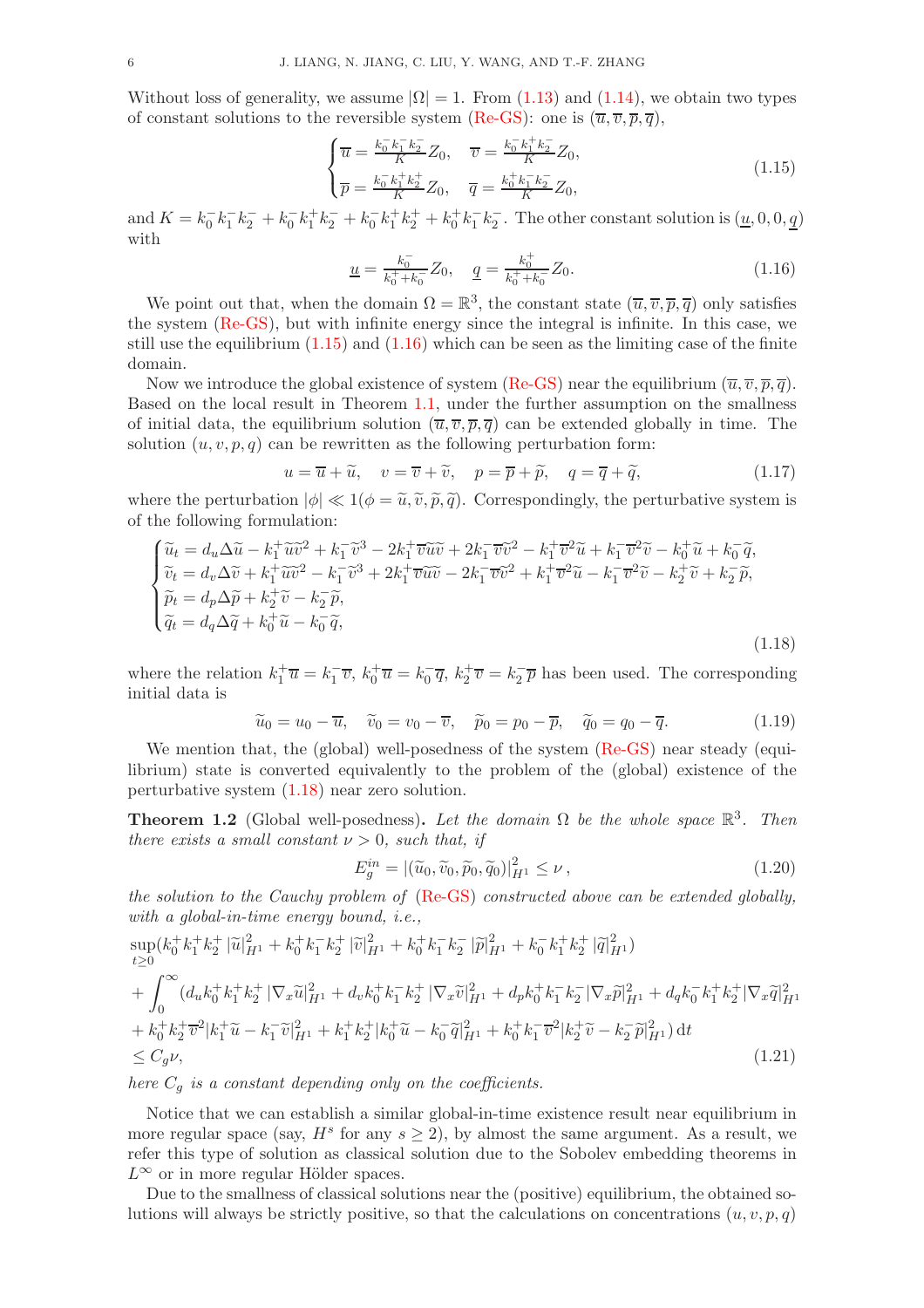Without loss of generality, we assume $|\Omega| = 1$. From (1.13) and (1.14), we obtain two types of constant solutions to the reversible system (Re-GS): one is $(\overline{u}, \overline{v}, \overline{p}, \overline{q})$,

$$
\begin{cases}
\overline{u} = \frac{k_0^- k_1^- k_2^-}{K} Z_0, & \overline{v} = \frac{k_0^- k_1^+ k_2^-}{K} Z_0, \\
\overline{p} = \frac{k_0^- k_1^+ k_2^+}{K} Z_0, & \overline{q} = \frac{k_0^+ k_1^- k_2^-}{K} Z_0,
\end{cases}
\tag{1.15}
$$

and $K = k_0^- k_1^- k_2^- + k_0^- k_1^+ k_2^- + k_0^- k_1^+ k_2^+ + k_0^+ k_1^- k_2^-$. The other constant solution is $(\underline{u}, 0, 0, \underline{q})$ with

$$
\underline{u} = \frac{k_0^-}{k_0^+ + k_0^-} Z_0, \quad \underline{q} = \frac{k_0^+}{k_0^+ + k_0^-} Z_0. \tag{1.16}
$$

We point out that, when the domain $\Omega = \mathbb{R}^3$, the constant state $(\overline{u}, \overline{v}, \overline{p}, \overline{q})$ only satisfies the system (Re-GS), but with infinite energy since the integral is infinite. In this case, we still use the equilibrium (1.15) and (1.16) which can be seen as the limiting case of the finite domain.

Now we introduce the global existence of system (Re-GS) near the equilibrium $(\overline{u}, \overline{v}, \overline{p}, \overline{q})$. Based on the local result in Theorem 1.1, under the further assumption on the smallness of initial data, the equilibrium solution $(\overline{u}, \overline{v}, \overline{p}, \overline{q})$ can be extended globally in time. The solution $(u, v, p, q)$ can be rewritten as the following perturbation form:

$$
u = \overline{u} + \widetilde{u}, \quad v = \overline{v} + \widetilde{v}, \quad p = \overline{p} + \widetilde{p}, \quad q = \overline{q} + \widetilde{q}, \tag{1.17}
$$

where the perturbation $|\phi| \ll 1 (\phi = \widetilde{u}, \widetilde{v}, \widetilde{p}, \widetilde{q})$. Correspondingly, the perturbative system is of the following formulation:

$$
\begin{cases}
\widetilde{u}_t = d_u \Delta \widetilde{u} - k_1^+ \widetilde{u} \widetilde{v}^2 + k_1^- \widetilde{v}^3 - 2k_1^+ \overline{v} \widetilde{u} \widetilde{v} + 2k_1^- \overline{v} \widetilde{v}^2 - k_1^+ \overline{v}^2 \widetilde{u} + k_1^- \overline{v}^2 \widetilde{v} - k_0^+ \widetilde{u} + k_0^- \widetilde{q}, \\
\widetilde{v}_t = d_v \Delta \widetilde{v} + k_1^+ \widetilde{u} \widetilde{v}^2 - k_1^- \widetilde{v}^3 + 2k_1^+ \overline{v} \widetilde{u} \widetilde{v} - 2k_1^- \overline{v} \widetilde{v}^2 + k_1^+ \overline{v}^2 \widetilde{u} - k_1^- \overline{v}^2 \widetilde{v} - k_2^+ \widetilde{v} + k_2^- \widetilde{p}, \\
\widetilde{p}_t = d_p \Delta \widetilde{p} + k_2^+ \widetilde{v} - k_2^- \widetilde{p}, \\
\widetilde{q}_t = d_q \Delta \widetilde{q} + k_0^+ \widetilde{u} - k_0^- \widetilde{q},
\end{cases}
\tag{1.18}
$$

where the relation $k_1^+ \overline{u} = k_1^- \overline{v}$, $k_0^+ \overline{u} = k_0^- \overline{q}$, $k_2^+ \overline{v} = k_2^- \overline{p}$ has been used. The corresponding initial data is

$$
\widetilde{u}_0 = u_0 - \overline{u}, \quad \widetilde{v}_0 = v_0 - \overline{v}, \quad \widetilde{p}_0 = p_0 - \overline{p}, \quad \widetilde{q}_0 = q_0 - \overline{q}. \tag{1.19}
$$

We mention that, the (global) well-posedness of the system (Re-GS) near steady (equilibrium) state is converted equivalently to the problem of the (global) existence of the perturbative system (1.18) near zero solution.

**Theorem 1.2** (Global well-posedness)**.** *Let the domain $\Omega$ be the whole space $\mathbb{R}^3$. Then there exists a small constant $\nu > 0$, such that, if*

$$
E_g^{in} = |(\widetilde{u}_0, \widetilde{v}_0, \widetilde{p}_0, \widetilde{q}_0)|_{H^1}^2 \leq \nu \,, \tag{1.20}
$$

*the solution to the Cauchy problem of (Re-GS) constructed above can be extended globally, with a global-in-time energy bound, i.e.,*

$$
\begin{aligned}
&\sup_{t \geq 0} (k_0^+ k_1^+ k_2^+ \, |\widetilde{u}|_{H^1}^2 + k_0^+ k_1^- k_2^+ \, |\widetilde{v}|_{H^1}^2 + k_0^+ k_1^- k_2^- \, |\widetilde{p}|_{H^1}^2 + k_0^- k_1^+ k_2^+ \, |\widetilde{q}|_{H^1}^2) \\
&+ \int_0^\infty (d_u k_0^+ k_1^+ k_2^+ \, |\nabla_x \widetilde{u}|_{H^1}^2 + d_v k_0^+ k_1^- k_2^+ \, |\nabla_x \widetilde{v}|_{H^1}^2 + d_p k_0^+ k_1^- k_2^- |\nabla_x \widetilde{p}|_{H^1}^2 + d_q k_0^- k_1^+ k_2^+ |\nabla_x \widetilde{q}|_{H^1}^2 \\
&+ k_0^+ k_2^+ \overline{v}^2 |k_1^+ \widetilde{u} - k_1^- \widetilde{v}|_{H^1}^2 + k_1^+ k_2^+ |k_0^+ \widetilde{u} - k_0^- \widetilde{q}|_{H^1}^2 + k_0^+ k_1^- \overline{v}^2 |k_2^+ \widetilde{v} - k_2^- \widetilde{p}|_{H^1}^2) \, \mathrm{d}t \\
&\leq C_g \nu,
\end{aligned}
\tag{1.21}
$$

*here $C_g$ is a constant depending only on the coefficients.*

Notice that we can establish a similar global-in-time existence result near equilibrium in more regular space (say, $H^s$ for any $s \geq 2$), by almost the same argument. As a result, we refer this type of solution as classical solution due to the Sobolev embedding theorems in $L^\infty$ or in more regular Hölder spaces.

Due to the smallness of classical solutions near the (positive) equilibrium, the obtained solutions will always be strictly positive, so that the calculations on concentrations $(u, v, p, q)$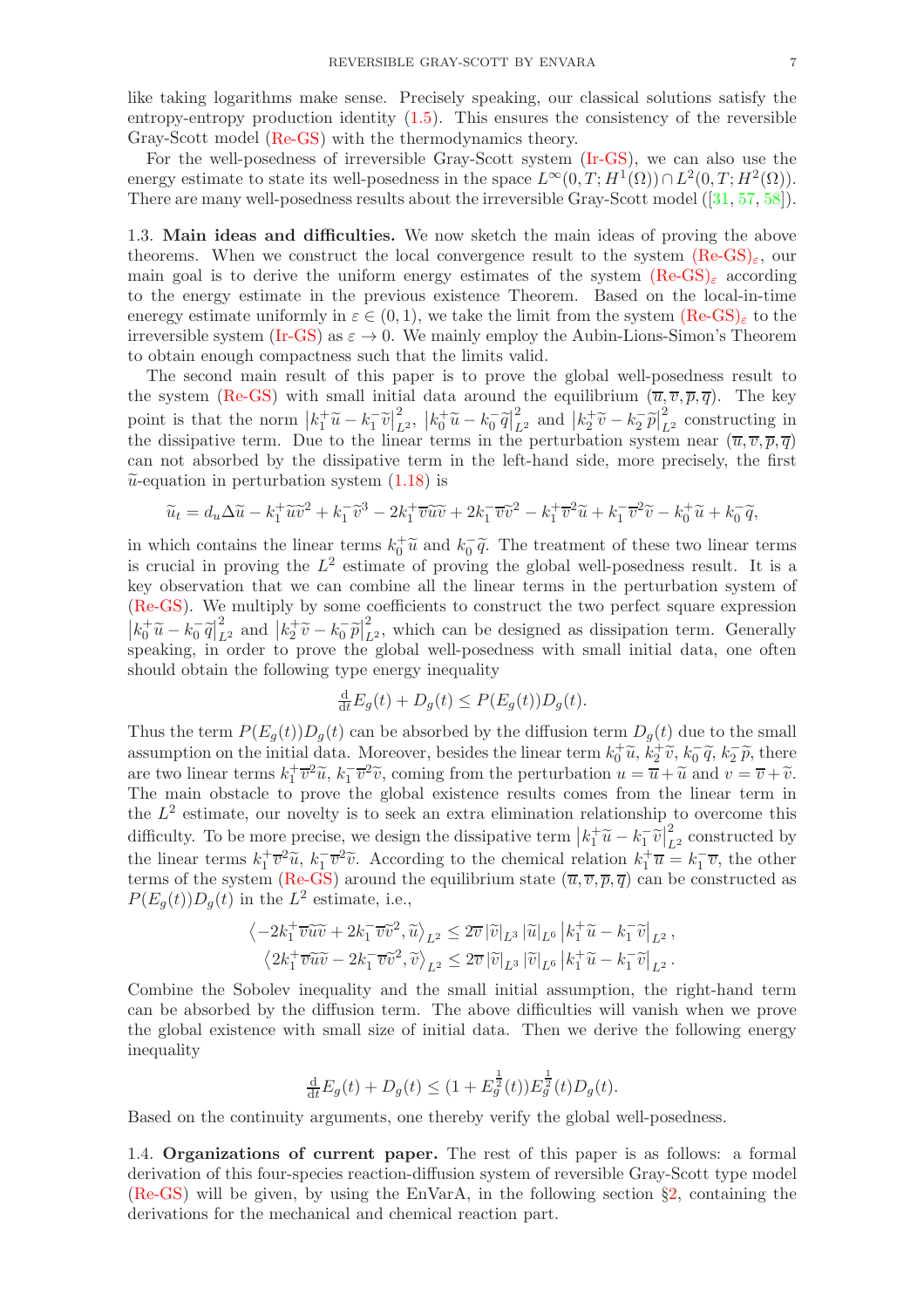like taking logarithms make sense. Precisely speaking, our classical solutions satisfy the entropy-entropy production identity (1.5). This ensures the consistency of the reversible Gray-Scott model (Re-GS) with the thermodynamics theory.

For the well-posedness of irreversible Gray-Scott system (Ir-GS), we can also use the energy estimate to state its well-posedness in the space $L^\infty(0,T;H^1(\Omega))\cap L^2(0,T;H^2(\Omega))$. There are many well-posedness results about the irreversible Gray-Scott model ([31, 57, 58]).

### 1.3. Main ideas and difficulties.

We now sketch the main ideas of proving the above theorems. When we construct the local convergence result to the system $(\text{Re-GS})_\varepsilon$, our main goal is to derive the uniform energy estimates of the system $(\text{Re-GS})_\varepsilon$ according to the energy estimate in the previous existence Theorem. Based on the local-in-time eneregy estimate uniformly in $\varepsilon\in(0,1)$, we take the limit from the system $(\text{Re-GS})_\varepsilon$ to the irreversible system (Ir-GS) as $\varepsilon\to 0$. We mainly employ the Aubin-Lions-Simon's Theorem to obtain enough compactness such that the limits valid.

The second main result of this paper is to prove the global well-posedness result to the system (Re-GS) with small initial data around the equilibrium $(\overline{u},\overline{v},\overline{p},\overline{q})$. The key point is that the norm $\left|k_1^+\widetilde{u}-k_1^-\widetilde{v}\right|_{L^2}^2$, $\left|k_0^+\widetilde{u}-k_0^-\widetilde{q}\right|_{L^2}^2$ and $\left|k_2^+\widetilde{v}-k_2^-\widetilde{p}\right|_{L^2}^2$ constructing in the dissipative term. Due to the linear terms in the perturbation system near $(\overline{u},\overline{v},\overline{p},\overline{q})$ can not absorbed by the dissipative term in the left-hand side, more precisely, the first $\widetilde{u}$-equation in perturbation system (1.18) is

$$
\widetilde{u}_t = d_u\Delta\widetilde{u} - k_1^+\widetilde{u}\widetilde{v}^2 + k_1^-\widetilde{v}^3 - 2k_1^+\overline{v}\widetilde{u}\widetilde{v} + 2k_1^-\overline{v}\widetilde{v}^2 - k_1^+\overline{v}^2\widetilde{u} + k_1^-\overline{v}^2\widetilde{v} - k_0^+\widetilde{u} + k_0^-\widetilde{q},
$$

in which contains the linear terms $k_0^+\widetilde{u}$ and $k_0^-\widetilde{q}$. The treatment of these two linear terms is crucial in proving the $L^2$ estimate of proving the global well-posedness result. It is a key observation that we can combine all the linear terms in the perturbation system of (Re-GS). We multiply by some coefficients to construct the two perfect square expression $\left|k_0^+\widetilde{u}-k_0^-\widetilde{q}\right|_{L^2}^2$ and $\left|k_2^+\widetilde{v}-k_0^-\widetilde{p}\right|_{L^2}^2$, which can be designed as dissipation term. Generally speaking, in order to prove the global well-posedness with small initial data, one often should obtain the following type energy inequality

$$
\tfrac{\mathrm{d}}{\mathrm{d}t}E_g(t) + D_g(t) \le P(E_g(t))D_g(t).
$$

Thus the term $P(E_g(t))D_g(t)$ can be absorbed by the diffusion term $D_g(t)$ due to the small assumption on the initial data. Moreover, besides the linear term $k_0^+\widetilde{u}$, $k_2^+\widetilde{v}$, $k_0^-\widetilde{q}$, $k_2^-\widetilde{p}$, there are two linear terms $k_1^+\overline{v}^2\widetilde{u}$, $k_1^-\overline{v}^2\widetilde{v}$, coming from the perturbation $u=\overline{u}+\widetilde{u}$ and $v=\overline{v}+\widetilde{v}$. The main obstacle to prove the global existence results comes from the linear term in the $L^2$ estimate, our novelty is to seek an extra elimination relationship to overcome this difficulty. To be more precise, we design the dissipative term $\left|k_1^+\widetilde{u}-k_1^-\widetilde{v}\right|_{L^2}^2$ constructed by the linear terms $k_1^+\overline{v}^2\widetilde{u}$, $k_1^-\overline{v}^2\widetilde{v}$. According to the chemical relation $k_1^+\overline{u}=k_1^-\overline{v}$, the other terms of the system (Re-GS) around the equilibrium state $(\overline{u},\overline{v},\overline{p},\overline{q})$ can be constructed as $P(E_g(t))D_g(t)$ in the $L^2$ estimate, i.e.,

$$
\begin{aligned}
\left\langle -2k_1^+\overline{v}\widetilde{u}\widetilde{v} + 2k_1^-\overline{v}\widetilde{v}^2, \widetilde{u}\right\rangle_{L^2} &\le 2\overline{v}\left|\widetilde{v}\right|_{L^3}\left|\widetilde{u}\right|_{L^6}\left|k_1^+\widetilde{u}-k_1^-\widetilde{v}\right|_{L^2},\\
\left\langle 2k_1^+\overline{v}\widetilde{u}\widetilde{v} - 2k_1^-\overline{v}\widetilde{v}^2, \widetilde{v}\right\rangle_{L^2} &\le 2\overline{v}\left|\widetilde{v}\right|_{L^3}\left|\widetilde{v}\right|_{L^6}\left|k_1^+\widetilde{u}-k_1^-\widetilde{v}\right|_{L^2}.
\end{aligned}
$$

Combine the Sobolev inequality and the small initial assumption, the right-hand term can be absorbed by the diffusion term. The above difficulties will vanish when we prove the global existence with small size of initial data. Then we derive the following energy inequality

$$
\tfrac{\mathrm{d}}{\mathrm{d}t}E_g(t) + D_g(t) \le (1+E_g^{\frac12}(t))E_g^{\frac12}(t)D_g(t).
$$

Based on the continuity arguments, one thereby verify the global well-posedness.

### 1.4. Organizations of current paper.

The rest of this paper is as follows: a formal derivation of this four-species reaction-diffusion system of reversible Gray-Scott type model (Re-GS) will be given, by using the EnVarA, in the following section §2, containing the derivations for the mechanical and chemical reaction part.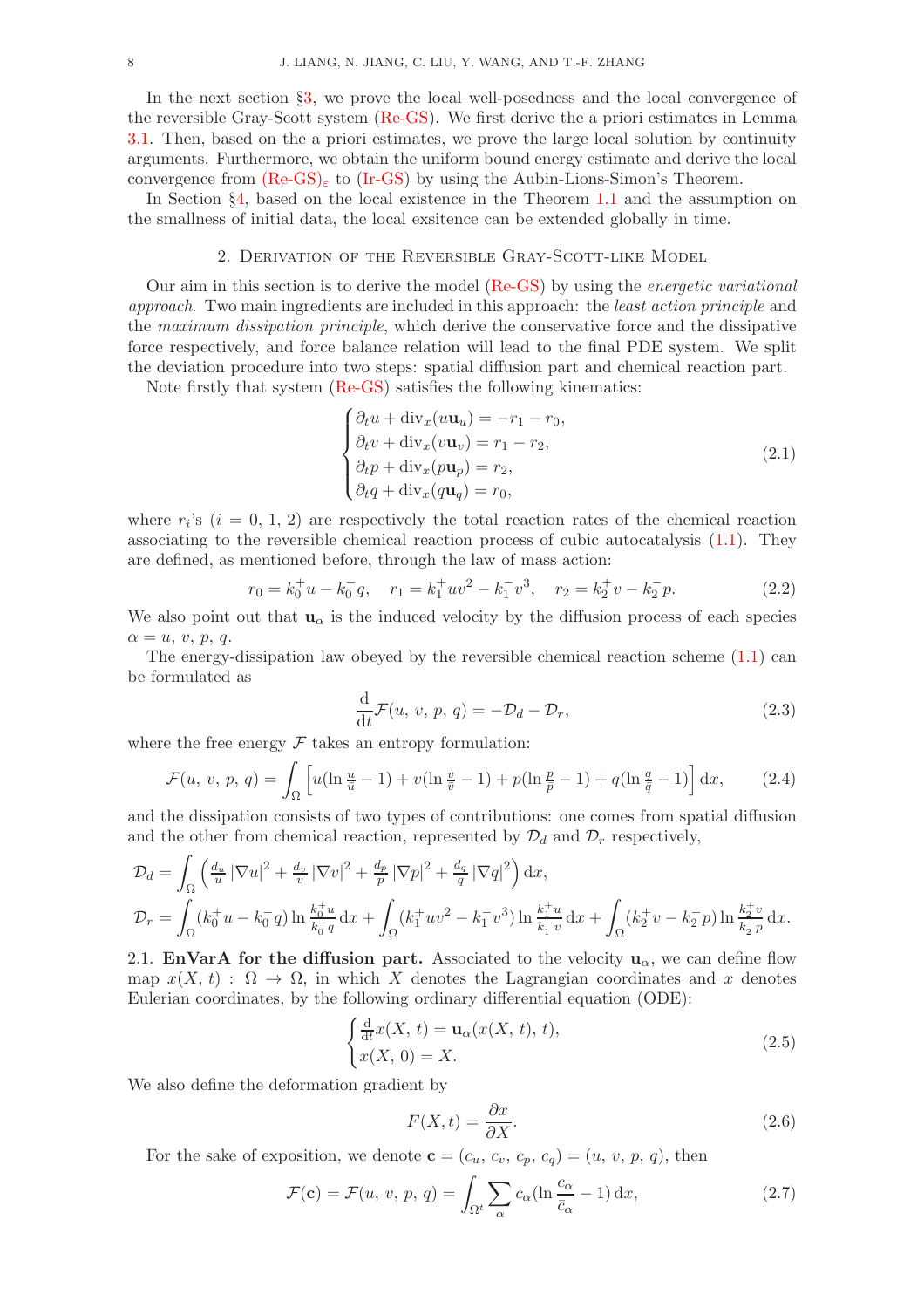In the next section §3, we prove the local well-posedness and the local convergence of the reversible Gray-Scott system (Re-GS). We first derive the a priori estimates in Lemma 3.1. Then, based on the a priori estimates, we prove the large local solution by continuity arguments. Furthermore, we obtain the uniform bound energy estimate and derive the local convergence from $\text{(Re-GS)}_\varepsilon$ to (Ir-GS) by using the Aubin-Lions-Simon's Theorem.

In Section §4, based on the local existence in the Theorem 1.1 and the assumption on the smallness of initial data, the local exsitence can be extended globally in time.

## 2. Derivation of the Reversible Gray-Scott-like Model

Our aim in this section is to derive the model (Re-GS) by using the *energetic variational approach*. Two main ingredients are included in this approach: the *least action principle* and the *maximum dissipation principle*, which derive the conservative force and the dissipative force respectively, and force balance relation will lead to the final PDE system. We split the deviation procedure into two steps: spatial diffusion part and chemical reaction part.

Note firstly that system (Re-GS) satisfies the following kinematics:

$$
\begin{cases}
\partial_t u + \operatorname{div}_x(u\mathbf{u}_u) = -r_1 - r_0,\\
\partial_t v + \operatorname{div}_x(v\mathbf{u}_v) = r_1 - r_2,\\
\partial_t p + \operatorname{div}_x(p\mathbf{u}_p) = r_2,\\
\partial_t q + \operatorname{div}_x(q\mathbf{u}_q) = r_0,
\end{cases}
\tag{2.1}
$$

where $r_i$'s ($i = 0,\, 1,\, 2$) are respectively the total reaction rates of the chemical reaction associating to the reversible chemical reaction process of cubic autocatalysis (1.1). They are defined, as mentioned before, through the law of mass action:

$$
r_0 = k_0^+ u - k_0^- q, \quad r_1 = k_1^+ uv^2 - k_1^- v^3, \quad r_2 = k_2^+ v - k_2^- p. \tag{2.2}
$$

We also point out that $\mathbf{u}_\alpha$ is the induced velocity by the diffusion process of each species $\alpha = u,\, v,\, p,\, q$.

The energy-dissipation law obeyed by the reversible chemical reaction scheme (1.1) can be formulated as

$$
\frac{\mathrm{d}}{\mathrm{d}t}\mathcal{F}(u,\, v,\, p,\, q) = -\mathcal{D}_d - \mathcal{D}_r, \tag{2.3}
$$

where the free energy $\mathcal{F}$ takes an entropy formulation:

$$
\mathcal{F}(u,\, v,\, p,\, q) = \int_\Omega \Big[ u(\ln \tfrac{u}{\bar{u}} - 1) + v(\ln \tfrac{v}{\bar{v}} - 1) + p(\ln \tfrac{p}{\bar{p}} - 1) + q(\ln \tfrac{q}{\bar{q}} - 1) \Big] \,\mathrm{d}x, \tag{2.4}
$$

and the dissipation consists of two types of contributions: one comes from spatial diffusion and the other from chemical reaction, represented by $\mathcal{D}_d$ and $\mathcal{D}_r$ respectively,

$$
\begin{aligned}
\mathcal{D}_d &= \int_\Omega \Big( \tfrac{d_u}{u} |\nabla u|^2 + \tfrac{d_v}{v} |\nabla v|^2 + \tfrac{d_p}{p} |\nabla p|^2 + \tfrac{d_q}{q} |\nabla q|^2 \Big) \,\mathrm{d}x,\\
\mathcal{D}_r &= \int_\Omega (k_0^+ u - k_0^- q) \ln \tfrac{k_0^+ u}{k_0^- q} \,\mathrm{d}x + \int_\Omega (k_1^+ uv^2 - k_1^- v^3) \ln \tfrac{k_1^+ u}{k_1^- v} \,\mathrm{d}x + \int_\Omega (k_2^+ v - k_2^- p) \ln \tfrac{k_2^+ v}{k_2^- p} \,\mathrm{d}x.
\end{aligned}
$$

### 2.1. **EnVarA for the diffusion part.**

Associated to the velocity $\mathbf{u}_\alpha$, we can define flow map $x(X,\, t) : \Omega \to \Omega$, in which $X$ denotes the Lagrangian coordinates and $x$ denotes Eulerian coordinates, by the following ordinary differential equation (ODE):

$$
\begin{cases}
\frac{\mathrm{d}}{\mathrm{d}t} x(X,\, t) = \mathbf{u}_\alpha(x(X,\, t),\, t),\\
x(X,\, 0) = X.
\end{cases}
\tag{2.5}
$$

We also define the deformation gradient by

$$
F(X, t) = \frac{\partial x}{\partial X}. \tag{2.6}
$$

For the sake of exposition, we denote $\mathbf{c} = (c_u,\, c_v,\, c_p,\, c_q) = (u,\, v,\, p,\, q)$, then

$$
\mathcal{F}(\mathbf{c}) = \mathcal{F}(u,\, v,\, p,\, q) = \int_{\Omega^t} \sum_\alpha c_\alpha (\ln \frac{c_\alpha}{\bar{c}_\alpha} - 1) \,\mathrm{d}x, \tag{2.7}
$$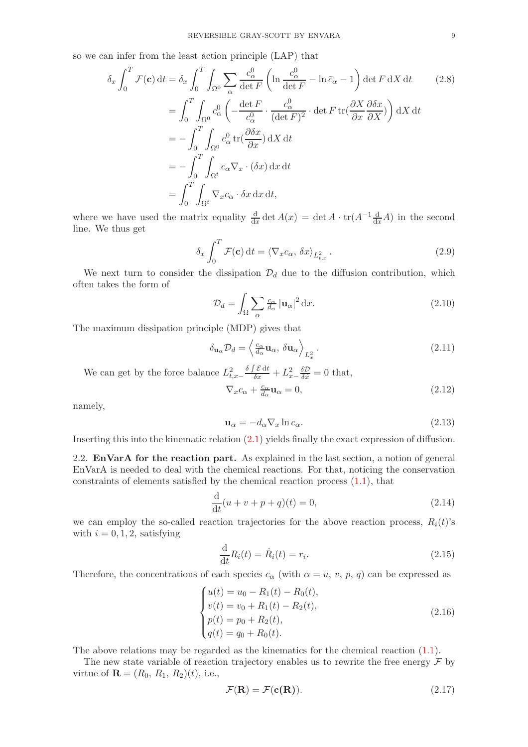so we can infer from the least action principle (LAP) that

$$
\begin{aligned}
\delta_x \int_0^T \mathcal{F}(\mathbf{c})\,\mathrm{d}t &= \delta_x \int_0^T \int_{\Omega^0} \sum_\alpha \frac{c_\alpha^0}{\det F}\left(\ln \frac{c_\alpha^0}{\det F} - \ln \bar{c}_\alpha - 1\right) \det F \,\mathrm{d}X\,\mathrm{d}t \qquad (2.8)\\
&= \int_0^T \int_{\Omega^0} c_\alpha^0 \left(-\frac{\det F}{c_\alpha^0} \cdot \frac{c_\alpha^0}{(\det F)^2} \cdot \det F \,\mathrm{tr}\big(\frac{\partial X}{\partial x}\frac{\partial \delta x}{\partial X}\big)\right) \mathrm{d}X\,\mathrm{d}t\\
&= -\int_0^T \int_{\Omega^0} c_\alpha^0 \,\mathrm{tr}\big(\frac{\partial \delta x}{\partial x}\big)\,\mathrm{d}X\,\mathrm{d}t\\
&= -\int_0^T \int_{\Omega^t} c_\alpha \nabla_x \cdot (\delta x)\,\mathrm{d}x\,\mathrm{d}t\\
&= \int_0^T \int_{\Omega^t} \nabla_x c_\alpha \cdot \delta x \,\mathrm{d}x\,\mathrm{d}t,
\end{aligned}
$$

where we have used the matrix equality $\frac{\mathrm{d}}{\mathrm{d}x}\det A(x) = \det A \cdot \mathrm{tr}(A^{-1}\frac{\mathrm{d}}{\mathrm{d}x}A)$ in the second line. We thus get

$$
\delta_x \int_0^T \mathcal{F}(\mathbf{c})\,\mathrm{d}t = \langle \nabla_x c_\alpha,\, \delta x\rangle_{L^2_{t,x}}. \tag{2.9}
$$

We next turn to consider the dissipation $\mathcal{D}_d$ due to the diffusion contribution, which often takes the form of

$$
\mathcal{D}_d = \int_\Omega \sum_\alpha \tfrac{c_\alpha}{d_\alpha} |\mathbf{u}_\alpha|^2\,\mathrm{d}x. \tag{2.10}
$$

The maximum dissipation principle (MDP) gives that

$$
\delta_{\mathbf{u}_\alpha}\mathcal{D}_d = \left\langle \tfrac{c_\alpha}{d_\alpha}\mathbf{u}_\alpha,\, \delta \mathbf{u}_\alpha \right\rangle_{L^2_x}. \tag{2.11}
$$

We can get by the force balance $L^2_{t,x-}\frac{\delta \int \mathcal{E}\,\mathrm{d}t}{\delta x} + L^2_{x-}\frac{\delta \mathcal{D}}{\delta x} = 0$ that,

$$
\nabla_x c_\alpha + \tfrac{c_\alpha}{d_\alpha}\mathbf{u}_\alpha = 0, \tag{2.12}
$$

namely,

$$
\mathbf{u}_\alpha = -d_\alpha \nabla_x \ln c_\alpha. \tag{2.13}
$$

Inserting this into the kinematic relation (2.1) yields finally the exact expression of diffusion.

2.2. **EnVarA for the reaction part.** As explained in the last section, a notion of general EnVarA is needed to deal with the chemical reactions. For that, noticing the conservation constraints of elements satisfied by the chemical reaction process (1.1), that

$$
\frac{\mathrm{d}}{\mathrm{d}t}(u + v + p + q)(t) = 0, \tag{2.14}
$$

we can employ the so-called reaction trajectories for the above reaction process, $R_i(t)$'s with $i = 0, 1, 2$, satisfying

$$
\frac{\mathrm{d}}{\mathrm{d}t}R_i(t) = \dot{R}_i(t) = r_i. \tag{2.15}
$$

Therefore, the concentrations of each species $c_\alpha$ (with $\alpha = u,\ v,\ p,\ q$) can be expressed as

$$
\begin{cases}
u(t) = u_0 - R_1(t) - R_0(t),\\
v(t) = v_0 + R_1(t) - R_2(t),\\
p(t) = p_0 + R_2(t),\\
q(t) = q_0 + R_0(t).
\end{cases} \tag{2.16}
$$

The above relations may be regarded as the kinematics for the chemical reaction (1.1).

The new state variable of reaction trajectory enables us to rewrite the free energy $\mathcal{F}$ by virtue of $\mathbf{R} = (R_0,\ R_1,\ R_2)(t)$, i.e.,

$$
\mathcal{F}(\mathbf{R}) = \mathcal{F}(\mathbf{c(R)}). \tag{2.17}
$$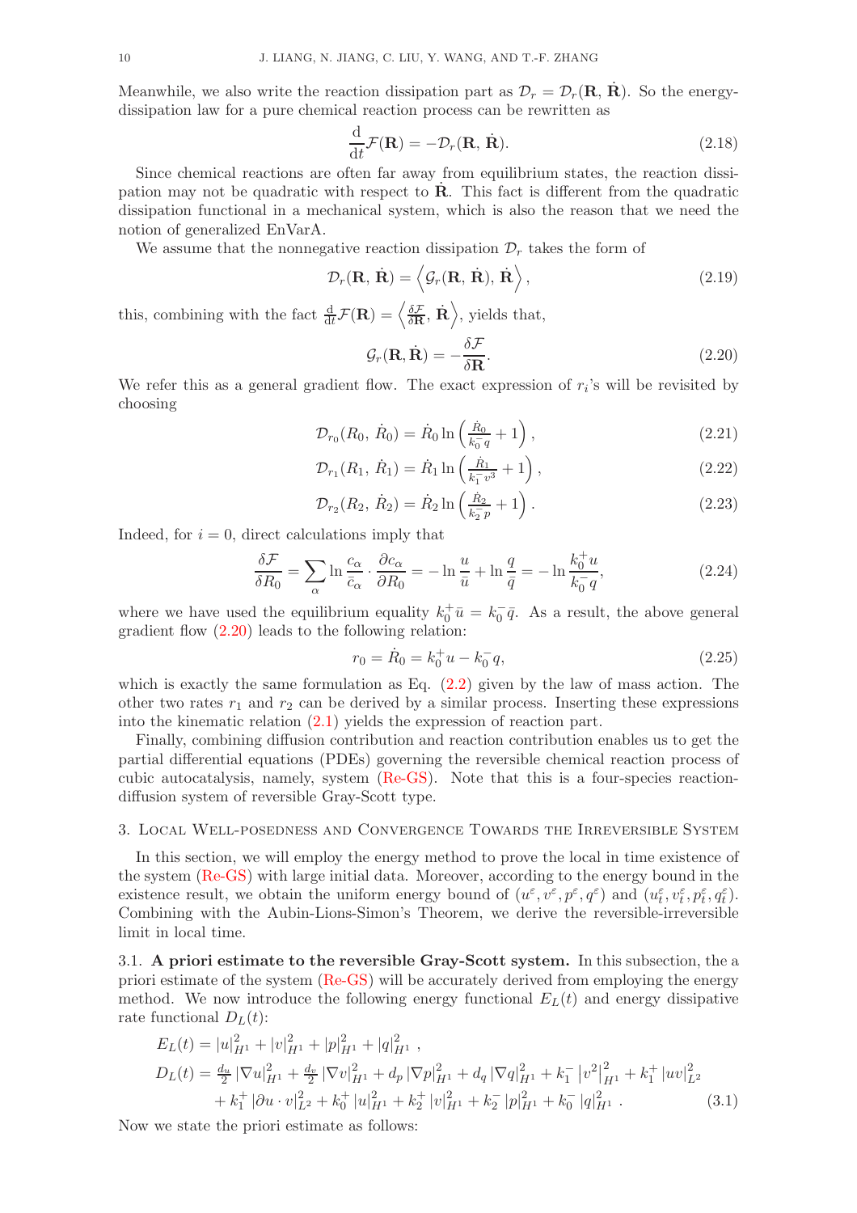Meanwhile, we also write the reaction dissipation part as $\mathcal{D}_r = \mathcal{D}_r(\mathbf{R}, \dot{\mathbf{R}})$. So the energy-dissipation law for a pure chemical reaction process can be rewritten as

$$\frac{\mathrm{d}}{\mathrm{d}t}\mathcal{F}(\mathbf{R}) = -\mathcal{D}_r(\mathbf{R}, \dot{\mathbf{R}}). \tag{2.18}$$

Since chemical reactions are often far away from equilibrium states, the reaction dissipation may not be quadratic with respect to $\dot{\mathbf{R}}$. This fact is different from the quadratic dissipation functional in a mechanical system, which is also the reason that we need the notion of generalized EnVarA.

We assume that the nonnegative reaction dissipation $\mathcal{D}_r$ takes the form of

$$\mathcal{D}_r(\mathbf{R}, \dot{\mathbf{R}}) = \left\langle \mathcal{G}_r(\mathbf{R}, \dot{\mathbf{R}}), \dot{\mathbf{R}} \right\rangle, \tag{2.19}$$

this, combining with the fact $\frac{\mathrm{d}}{\mathrm{d}t}\mathcal{F}(\mathbf{R}) = \left\langle \frac{\delta \mathcal{F}}{\delta \mathbf{R}}, \dot{\mathbf{R}} \right\rangle$, yields that,

$$\mathcal{G}_r(\mathbf{R}, \dot{\mathbf{R}}) = -\frac{\delta \mathcal{F}}{\delta \mathbf{R}}. \tag{2.20}$$

We refer this as a general gradient flow. The exact expression of $r_i$'s will be revisited by choosing

$$\mathcal{D}_{r_0}(R_0, \dot{R}_0) = \dot{R}_0 \ln\left(\tfrac{\dot{R}_0}{k_0^- q} + 1\right), \tag{2.21}$$

$$\mathcal{D}_{r_1}(R_1, \dot{R}_1) = \dot{R}_1 \ln\left(\tfrac{\dot{R}_1}{k_1^- v^3} + 1\right), \tag{2.22}$$

$$\mathcal{D}_{r_2}(R_2, \dot{R}_2) = \dot{R}_2 \ln\left(\tfrac{\dot{R}_2}{k_2^- p} + 1\right). \tag{2.23}$$

Indeed, for $i = 0$, direct calculations imply that

$$\frac{\delta \mathcal{F}}{\delta R_0} = \sum_{\alpha} \ln \frac{c_\alpha}{\bar{c}_\alpha} \cdot \frac{\partial c_\alpha}{\partial R_0} = -\ln \frac{u}{\bar{u}} + \ln \frac{q}{\bar{q}} = -\ln \frac{k_0^+ u}{k_0^- q}, \tag{2.24}$$

where we have used the equilibrium equality $k_0^+ \bar{u} = k_0^- \bar{q}$. As a result, the above general gradient flow (2.20) leads to the following relation:

$$r_0 = \dot{R}_0 = k_0^+ u - k_0^- q, \tag{2.25}$$

which is exactly the same formulation as Eq. (2.2) given by the law of mass action. The other two rates $r_1$ and $r_2$ can be derived by a similar process. Inserting these expressions into the kinematic relation (2.1) yields the expression of reaction part.

Finally, combining diffusion contribution and reaction contribution enables us to get the partial differential equations (PDEs) governing the reversible chemical reaction process of cubic autocatalysis, namely, system (Re-GS). Note that this is a four-species reaction-diffusion system of reversible Gray-Scott type.

## 3. Local Well-posedness and Convergence Towards the Irreversible System

In this section, we will employ the energy method to prove the local in time existence of the system (Re-GS) with large initial data. Moreover, according to the energy bound in the existence result, we obtain the uniform energy bound of $(u^\varepsilon, v^\varepsilon, p^\varepsilon, q^\varepsilon)$ and $(u_t^\varepsilon, v_t^\varepsilon, p_t^\varepsilon, q_t^\varepsilon)$. Combining with the Aubin-Lions-Simon's Theorem, we derive the reversible-irreversible limit in local time.

### 3.1. A priori estimate to the reversible Gray-Scott system.

In this subsection, the a priori estimate of the system (Re-GS) will be accurately derived from employing the energy method. We now introduce the following energy functional $E_L(t)$ and energy dissipative rate functional $D_L(t)$:

$$\begin{aligned}
E_L(t) &= |u|_{H^1}^2 + |v|_{H^1}^2 + |p|_{H^1}^2 + |q|_{H^1}^2 \,, \\
D_L(t) &= \tfrac{d_u}{2}|\nabla u|_{H^1}^2 + \tfrac{d_v}{2}|\nabla v|_{H^1}^2 + d_p|\nabla p|_{H^1}^2 + d_q|\nabla q|_{H^1}^2 + k_1^-\left|v^2\right|_{H^1}^2 + k_1^+|uv|_{L^2}^2 \\
&\quad + k_1^+|\partial u \cdot v|_{L^2}^2 + k_0^+|u|_{H^1}^2 + k_2^+|v|_{H^1}^2 + k_2^-|p|_{H^1}^2 + k_0^-|q|_{H^1}^2 \,.
\end{aligned} \tag{3.1}$$

Now we state the priori estimate as follows: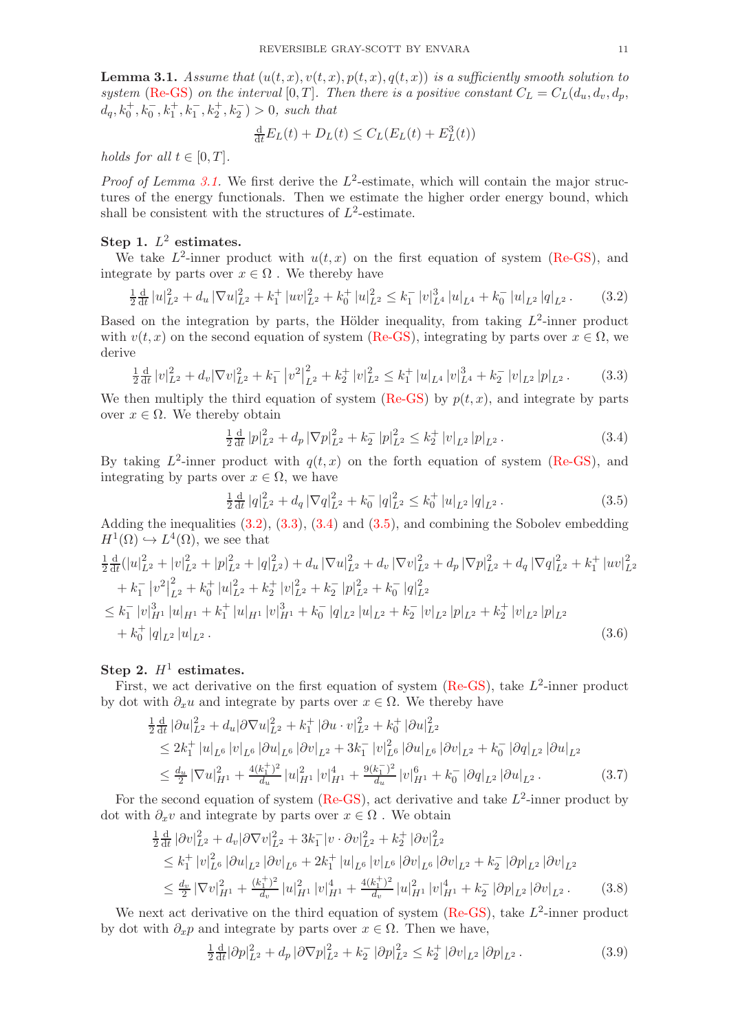**Lemma 3.1.** *Assume that $(u(t,x), v(t,x), p(t,x), q(t,x))$ is a sufficiently smooth solution to system (Re-GS) on the interval $[0,T]$. Then there is a positive constant $C_L = C_L(d_u, d_v, d_p, d_q, k_0^+, k_0^-, k_1^+, k_1^-, k_2^+, k_2^-) > 0$, such that*

$$\tfrac{\mathrm{d}}{\mathrm{d}t} E_L(t) + D_L(t) \le C_L(E_L(t) + E_L^3(t))$$

*holds for all $t \in [0,T]$.*

*Proof of Lemma 3.1.* We first derive the $L^2$-estimate, which will contain the major structures of the energy functionals. Then we estimate the higher order energy bound, which shall be consistent with the structures of $L^2$-estimate.

**Step 1. $L^2$ estimates.**

We take $L^2$-inner product with $u(t,x)$ on the first equation of system (Re-GS), and integrate by parts over $x \in \Omega$ . We thereby have

$$\tfrac{1}{2}\tfrac{\mathrm{d}}{\mathrm{d}t}|u|_{L^2}^2 + d_u |\nabla u|_{L^2}^2 + k_1^+ |uv|_{L^2}^2 + k_0^+ |u|_{L^2}^2 \le k_1^- |v|_{L^4}^3 |u|_{L^4} + k_0^- |u|_{L^2} |q|_{L^2}. \tag{3.2}$$

Based on the integration by parts, the Hölder inequality, from taking $L^2$-inner product with $v(t,x)$ on the second equation of system (Re-GS), integrating by parts over $x \in \Omega$, we derive

$$\tfrac{1}{2}\tfrac{\mathrm{d}}{\mathrm{d}t}|v|_{L^2}^2 + d_v |\nabla v|_{L^2}^2 + k_1^- \left|v^2\right|_{L^2}^2 + k_2^+ |v|_{L^2}^2 \le k_1^+ |u|_{L^4} |v|_{L^4}^3 + k_2^- |v|_{L^2} |p|_{L^2}. \tag{3.3}$$

We then multiply the third equation of system (Re-GS) by $p(t,x)$, and integrate by parts over $x \in \Omega$. We thereby obtain

$$\tfrac{1}{2}\tfrac{\mathrm{d}}{\mathrm{d}t}|p|_{L^2}^2 + d_p |\nabla p|_{L^2}^2 + k_2^- |p|_{L^2}^2 \le k_2^+ |v|_{L^2} |p|_{L^2}. \tag{3.4}$$

By taking $L^2$-inner product with $q(t,x)$ on the forth equation of system (Re-GS), and integrating by parts over $x \in \Omega$, we have

$$\tfrac{1}{2}\tfrac{\mathrm{d}}{\mathrm{d}t}|q|_{L^2}^2 + d_q |\nabla q|_{L^2}^2 + k_0^- |q|_{L^2}^2 \le k_0^+ |u|_{L^2} |q|_{L^2}. \tag{3.5}$$

Adding the inequalities (3.2), (3.3), (3.4) and (3.5), and combining the Sobolev embedding $H^1(\Omega) \hookrightarrow L^4(\Omega)$, we see that

$$\begin{aligned}
&\tfrac{1}{2}\tfrac{\mathrm{d}}{\mathrm{d}t}(|u|_{L^2}^2 + |v|_{L^2}^2 + |p|_{L^2}^2 + |q|_{L^2}^2) + d_u |\nabla u|_{L^2}^2 + d_v |\nabla v|_{L^2}^2 + d_p |\nabla p|_{L^2}^2 + d_q |\nabla q|_{L^2}^2 + k_1^+ |uv|_{L^2}^2 \\
&\quad + k_1^- \left|v^2\right|_{L^2}^2 + k_0^+ |u|_{L^2}^2 + k_2^+ |v|_{L^2}^2 + k_2^- |p|_{L^2}^2 + k_0^- |q|_{L^2}^2 \\
&\le k_1^- |v|_{H^1}^3 |u|_{H^1} + k_1^+ |u|_{H^1} |v|_{H^1}^3 + k_0^- |q|_{L^2} |u|_{L^2} + k_2^- |v|_{L^2} |p|_{L^2} + k_2^+ |v|_{L^2} |p|_{L^2} \\
&\quad + k_0^+ |q|_{L^2} |u|_{L^2}.
\end{aligned} \tag{3.6}$$

**Step 2. $H^1$ estimates.**

First, we act derivative on the first equation of system (Re-GS), take $L^2$-inner product by dot with $\partial_x u$ and integrate by parts over $x \in \Omega$. We thereby have

$$\begin{aligned}
&\tfrac{1}{2}\tfrac{\mathrm{d}}{\mathrm{d}t}|\partial u|_{L^2}^2 + d_u |\partial \nabla u|_{L^2}^2 + k_1^+ |\partial u \cdot v|_{L^2}^2 + k_0^+ |\partial u|_{L^2}^2 \\
&\le 2k_1^+ |u|_{L^6} |v|_{L^6} |\partial u|_{L^6} |\partial v|_{L^2} + 3k_1^- |v|_{L^6}^2 |\partial u|_{L^6} |\partial v|_{L^2} + k_0^- |\partial q|_{L^2} |\partial u|_{L^2} \\
&\le \tfrac{d_u}{2} |\nabla u|_{H^1}^2 + \tfrac{4(k_1^+)^2}{d_u} |u|_{H^1}^2 |v|_{H^1}^4 + \tfrac{9(k_1^-)^2}{d_u} |v|_{H^1}^6 + k_0^- |\partial q|_{L^2} |\partial u|_{L^2}.
\end{aligned} \tag{3.7}$$

For the second equation of system (Re-GS), act derivative and take $L^2$-inner product by dot with $\partial_x v$ and integrate by parts over $x \in \Omega$ . We obtain

$$\begin{aligned}
&\tfrac{1}{2}\tfrac{\mathrm{d}}{\mathrm{d}t}|\partial v|_{L^2}^2 + d_v |\partial \nabla v|_{L^2}^2 + 3k_1^- |v \cdot \partial v|_{L^2}^2 + k_2^+ |\partial v|_{L^2}^2 \\
&\le k_1^+ |v|_{L^6}^2 |\partial u|_{L^2} |\partial v|_{L^6} + 2k_1^+ |u|_{L^6} |v|_{L^6} |\partial v|_{L^6} |\partial v|_{L^2} + k_2^- |\partial p|_{L^2} |\partial v|_{L^2} \\
&\le \tfrac{d_v}{2} |\nabla v|_{H^1}^2 + \tfrac{(k_1^+)^2}{d_v} |u|_{H^1}^2 |v|_{H^1}^4 + \tfrac{4(k_1^+)^2}{d_v} |u|_{H^1}^2 |v|_{H^1}^4 + k_2^- |\partial p|_{L^2} |\partial v|_{L^2}.
\end{aligned} \tag{3.8}$$

We next act derivative on the third equation of system (Re-GS), take $L^2$-inner product by dot with $\partial_x p$ and integrate by parts over $x \in \Omega$. Then we have,

$$\tfrac{1}{2}\tfrac{\mathrm{d}}{\mathrm{d}t}|\partial p|_{L^2}^2 + d_p |\partial \nabla p|_{L^2}^2 + k_2^- |\partial p|_{L^2}^2 \le k_2^+ |\partial v|_{L^2} |\partial p|_{L^2}. \tag{3.9}$$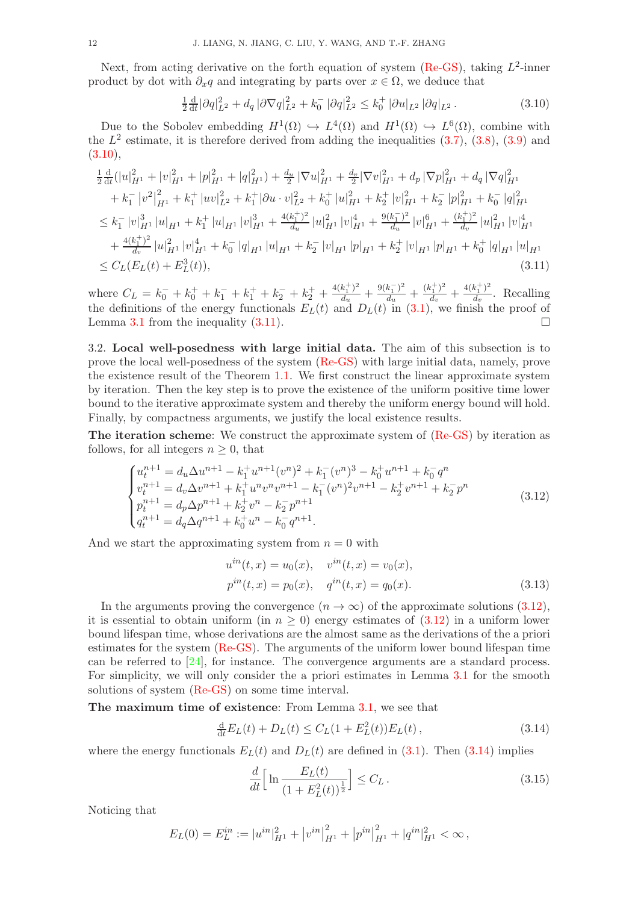Next, from acting derivative on the forth equation of system (Re-GS), taking $L^2$-inner product by dot with $\partial_x q$ and integrating by parts over $x \in \Omega$, we deduce that

$$\tfrac{1}{2}\tfrac{\mathrm{d}}{\mathrm{d}t}|\partial q|_{L^2}^2 + d_q\,|\partial \nabla q|_{L^2}^2 + k_0^-\,|\partial q|_{L^2}^2 \le k_0^+\,|\partial u|_{L^2}\,|\partial q|_{L^2}\,. \tag{3.10}$$

Due to the Sobolev embedding $H^1(\Omega) \hookrightarrow L^4(\Omega)$ and $H^1(\Omega) \hookrightarrow L^6(\Omega)$, combine with the $L^2$ estimate, it is therefore derived from adding the inequalities (3.7), (3.8), (3.9) and (3.10),

$$\begin{aligned}
&\tfrac{1}{2}\tfrac{\mathrm{d}}{\mathrm{d}t}(|u|_{H^1}^2 + |v|_{H^1}^2 + |p|_{H^1}^2 + |q|_{H^1}^2) + \tfrac{d_u}{2}\,|\nabla u|_{H^1}^2 + \tfrac{d_v}{2}|\nabla v|_{H^1}^2 + d_p\,|\nabla p|_{H^1}^2 + d_q\,|\nabla q|_{H^1}^2\\
&\quad + k_1^-\,\big|v^2\big|_{H^1}^2 + k_1^+\,|uv|_{L^2}^2 + k_1^+|\partial u\cdot v|_{L^2}^2 + k_0^+\,|u|_{H^1}^2 + k_2^+\,|v|_{H^1}^2 + k_2^-\,|p|_{H^1}^2 + k_0^-\,|q|_{H^1}^2\\
&\le k_1^-\,|v|_{H^1}^3\,|u|_{H^1} + k_1^+\,|u|_{H^1}\,|v|_{H^1}^3 + \tfrac{4(k_1^+)^2}{d_u}\,|u|_{H^1}^2\,|v|_{H^1}^4 + \tfrac{9(k_1^-)^2}{d_u}\,|v|_{H^1}^6 + \tfrac{(k_1^+)^2}{d_v}\,|u|_{H^1}^2\,|v|_{H^1}^4\\
&\quad + \tfrac{4(k_1^+)^2}{d_v}\,|u|_{H^1}^2\,|v|_{H^1}^4 + k_0^-\,|q|_{H^1}\,|u|_{H^1} + k_2^-\,|v|_{H^1}\,|p|_{H^1} + k_2^+\,|v|_{H^1}\,|p|_{H^1} + k_0^+\,|q|_{H^1}\,|u|_{H^1}\\
&\le C_L(E_L(t) + E_L^3(t)),
\end{aligned} \tag{3.11}$$

where $C_L = k_0^- + k_0^+ + k_1^- + k_1^+ + k_2^- + k_2^+ + \frac{4(k_1^+)^2}{d_u} + \frac{9(k_1^-)^2}{d_u} + \frac{(k_1^+)^2}{d_v} + \frac{4(k_1^+)^2}{d_v}$. Recalling the definitions of the energy functionals $E_L(t)$ and $D_L(t)$ in (3.1), we finish the proof of Lemma 3.1 from the inequality (3.11). □

3.2. **Local well-posedness with large initial data.** The aim of this subsection is to prove the local well-posedness of the system (Re-GS) with large initial data, namely, prove the existence result of the Theorem 1.1. We first construct the linear approximate system by iteration. Then the key step is to prove the existence of the uniform positive time lower bound to the iterative approximate system and thereby the uniform energy bound will hold. Finally, by compactness arguments, we justify the local existence results.

**The iteration scheme**: We construct the approximate system of (Re-GS) by iteration as follows, for all integers $n \ge 0$, that

$$\begin{cases}
u_t^{n+1} = d_u\Delta u^{n+1} - k_1^+ u^{n+1}(v^n)^2 + k_1^-(v^n)^3 - k_0^+ u^{n+1} + k_0^- q^n\\
v_t^{n+1} = d_v\Delta v^{n+1} + k_1^+ u^n v^n v^{n+1} - k_1^-(v^n)^2 v^{n+1} - k_2^+ v^{n+1} + k_2^- p^n\\
p_t^{n+1} = d_p\Delta p^{n+1} + k_2^+ v^n - k_2^- p^{n+1}\\
q_t^{n+1} = d_q\Delta q^{n+1} + k_0^+ u^n - k_0^- q^{n+1}.
\end{cases} \tag{3.12}$$

And we start the approximating system from $n = 0$ with

$$\begin{aligned}
u^{in}(t,x) = u_0(x), \quad v^{in}(t,x) = v_0(x),\\
p^{in}(t,x) = p_0(x), \quad q^{in}(t,x) = q_0(x).
\end{aligned} \tag{3.13}$$

In the arguments proving the convergence ($n \to \infty$) of the approximate solutions (3.12), it is essential to obtain uniform (in $n \ge 0$) energy estimates of (3.12) in a uniform lower bound lifespan time, whose derivations are the almost same as the derivations of the a priori estimates for the system (Re-GS). The arguments of the uniform lower bound lifespan time can be referred to [24], for instance. The convergence arguments are a standard process. For simplicity, we will only consider the a priori estimates in Lemma 3.1 for the smooth solutions of system (Re-GS) on some time interval.

**The maximum time of existence**: From Lemma 3.1, we see that

$$\tfrac{\mathrm{d}}{\mathrm{d}t}E_L(t) + D_L(t) \le C_L(1 + E_L^2(t))E_L(t)\,, \tag{3.14}$$

where the energy functionals $E_L(t)$ and $D_L(t)$ are defined in (3.1). Then (3.14) implies

$$\frac{d}{dt}\Big[\ln\frac{E_L(t)}{(1 + E_L^2(t))^{\frac{1}{2}}}\Big] \le C_L\,. \tag{3.15}$$

Noticing that

$$E_L(0) = E_L^{in} := |u^{in}|_{H^1}^2 + \big|v^{in}\big|_{H^1}^2 + \big|p^{in}\big|_{H^1}^2 + |q^{in}|_{H^1}^2 < \infty\,,$$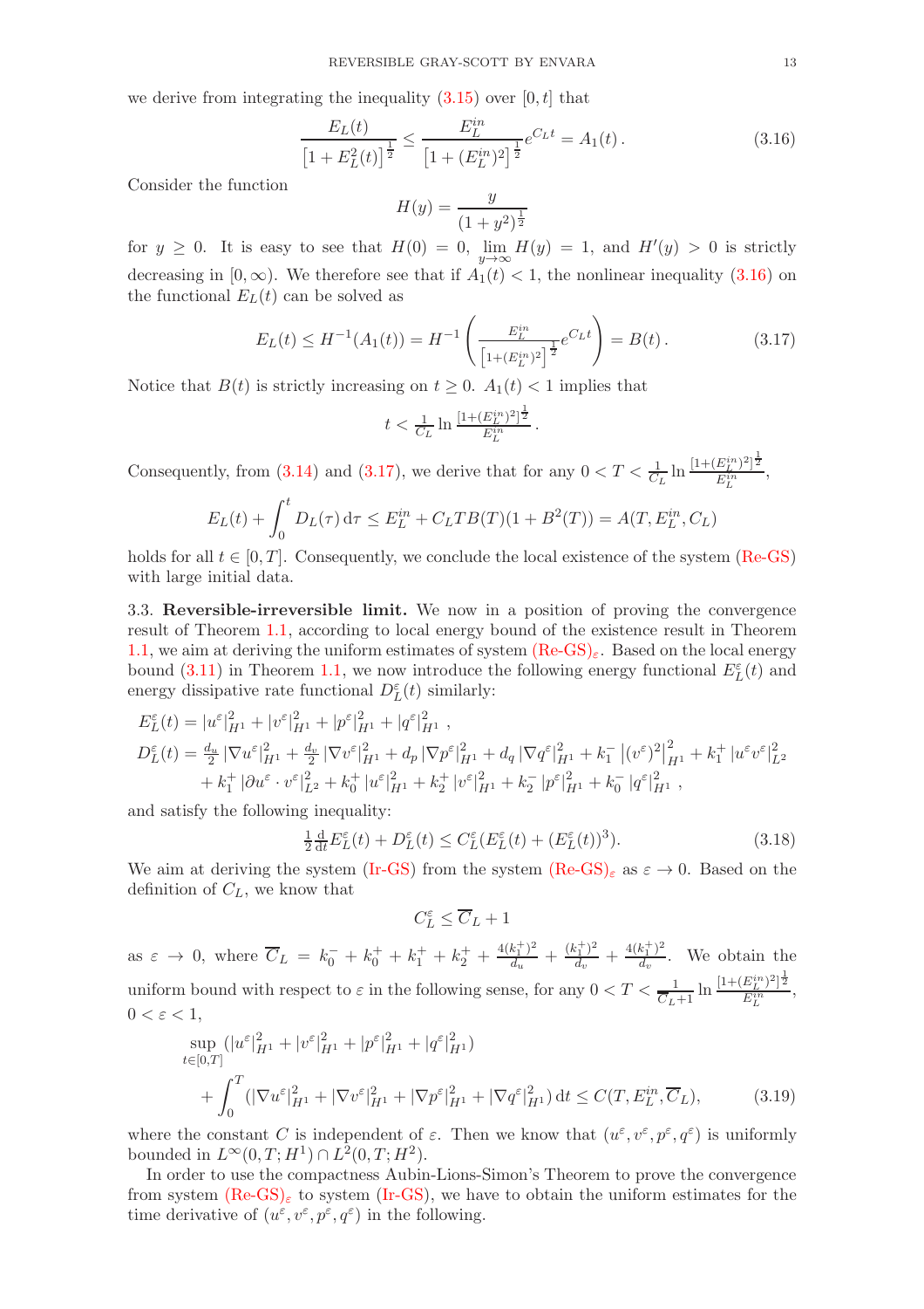we derive from integrating the inequality (3.15) over $[0,t]$ that

$$\frac{E_L(t)}{\left[1+E_L^2(t)\right]^{\frac{1}{2}}} \leq \frac{E_L^{in}}{\left[1+(E_L^{in})^2\right]^{\frac{1}{2}}} e^{C_L t} = A_1(t)\,. \tag{3.16}$$

Consider the function

$$H(y) = \frac{y}{(1+y^2)^{\frac{1}{2}}}$$

for $y \geq 0$. It is easy to see that $H(0) = 0$, $\lim\limits_{y\to\infty} H(y) = 1$, and $H'(y) > 0$ is strictly decreasing in $[0,\infty)$. We therefore see that if $A_1(t) < 1$, the nonlinear inequality (3.16) on the functional $E_L(t)$ can be solved as

$$E_L(t) \leq H^{-1}(A_1(t)) = H^{-1}\left( \frac{E_L^{in}}{\left[1+(E_L^{in})^2\right]^{\frac{1}{2}}} e^{C_L t} \right) = B(t)\,. \tag{3.17}$$

Notice that $B(t)$ is strictly increasing on $t \geq 0$. $A_1(t) < 1$ implies that

$$t < \tfrac{1}{C_L} \ln \tfrac{[1+(E_L^{in})^2]^{\frac{1}{2}}}{E_L^{in}}\,.$$

Consequently, from (3.14) and (3.17), we derive that for any $0 < T < \frac{1}{C_L} \ln \frac{[1+(E_L^{in})^2]^{\frac{1}{2}}}{E_L^{in}}$,

$$E_L(t) + \int_0^t D_L(\tau)\,\mathrm{d}\tau \leq E_L^{in} + C_L T B(T)(1+B^2(T)) = A(T, E_L^{in}, C_L)$$

holds for all $t \in [0,T]$. Consequently, we conclude the local existence of the system (Re-GS) with large initial data.

3.3. **Reversible-irreversible limit.** We now in a position of proving the convergence result of Theorem 1.1, according to local energy bound of the existence result in Theorem 1.1, we aim at deriving the uniform estimates of system (Re-GS)$_\varepsilon$. Based on the local energy bound (3.11) in Theorem 1.1, we now introduce the following energy functional $E_L^\varepsilon(t)$ and energy dissipative rate functional $D_L^\varepsilon(t)$ similarly:

$$\begin{aligned}
E_L^\varepsilon(t) =& |u^\varepsilon|_{H^1}^2 + |v^\varepsilon|_{H^1}^2 + |p^\varepsilon|_{H^1}^2 + |q^\varepsilon|_{H^1}^2\,,\\
D_L^\varepsilon(t) =& \tfrac{d_u}{2} |\nabla u^\varepsilon|_{H^1}^2 + \tfrac{d_v}{2} |\nabla v^\varepsilon|_{H^1}^2 + d_p |\nabla p^\varepsilon|_{H^1}^2 + d_q |\nabla q^\varepsilon|_{H^1}^2 + k_1^- \left|(v^\varepsilon)^2\right|_{H^1}^2 + k_1^+ |u^\varepsilon v^\varepsilon|_{L^2}^2\\
&+ k_1^+ |\partial u^\varepsilon \cdot v^\varepsilon|_{L^2}^2 + k_0^+ |u^\varepsilon|_{H^1}^2 + k_2^+ |v^\varepsilon|_{H^1}^2 + k_2^- |p^\varepsilon|_{H^1}^2 + k_0^- |q^\varepsilon|_{H^1}^2\,,
\end{aligned}$$

and satisfy the following inequality:

$$\tfrac{1}{2}\tfrac{\mathrm{d}}{\mathrm{d}t} E_L^\varepsilon(t) + D_L^\varepsilon(t) \leq C_L^\varepsilon (E_L^\varepsilon(t) + (E_L^\varepsilon(t))^3). \tag{3.18}$$

We aim at deriving the system (Ir-GS) from the system (Re-GS)$_\varepsilon$ as $\varepsilon \to 0$. Based on the definition of $C_L$, we know that

$$C_L^\varepsilon \leq \overline{C}_L + 1$$

as $\varepsilon \to 0$, where $\overline{C}_L = k_0^- + k_0^+ + k_1^+ + k_2^+ + \frac{4(k_1^+)^2}{d_u} + \frac{(k_1^+)^2}{d_v} + \frac{4(k_1^+)^2}{d_v}$. We obtain the uniform bound with respect to $\varepsilon$ in the following sense, for any $0 < T < \frac{1}{\overline{C}_L+1} \ln \frac{[1+(E_L^{in})^2]^{\frac{1}{2}}}{E_L^{in}}$, $0 < \varepsilon < 1$,

$$\begin{aligned}
&\sup_{t\in[0,T]} (|u^\varepsilon|_{H^1}^2 + |v^\varepsilon|_{H^1}^2 + |p^\varepsilon|_{H^1}^2 + |q^\varepsilon|_{H^1}^2)\\
&\qquad + \int_0^T (|\nabla u^\varepsilon|_{H^1}^2 + |\nabla v^\varepsilon|_{H^1}^2 + |\nabla p^\varepsilon|_{H^1}^2 + |\nabla q^\varepsilon|_{H^1}^2)\,\mathrm{d}t \leq C(T, E_L^{in}, \overline{C}_L),
\end{aligned} \tag{3.19}$$

where the constant $C$ is independent of $\varepsilon$. Then we know that $(u^\varepsilon, v^\varepsilon, p^\varepsilon, q^\varepsilon)$ is uniformly bounded in $L^\infty(0,T;H^1) \cap L^2(0,T;H^2)$.

In order to use the compactness Aubin-Lions-Simon's Theorem to prove the convergence from system (Re-GS)$_\varepsilon$ to system (Ir-GS), we have to obtain the uniform estimates for the time derivative of $(u^\varepsilon, v^\varepsilon, p^\varepsilon, q^\varepsilon)$ in the following.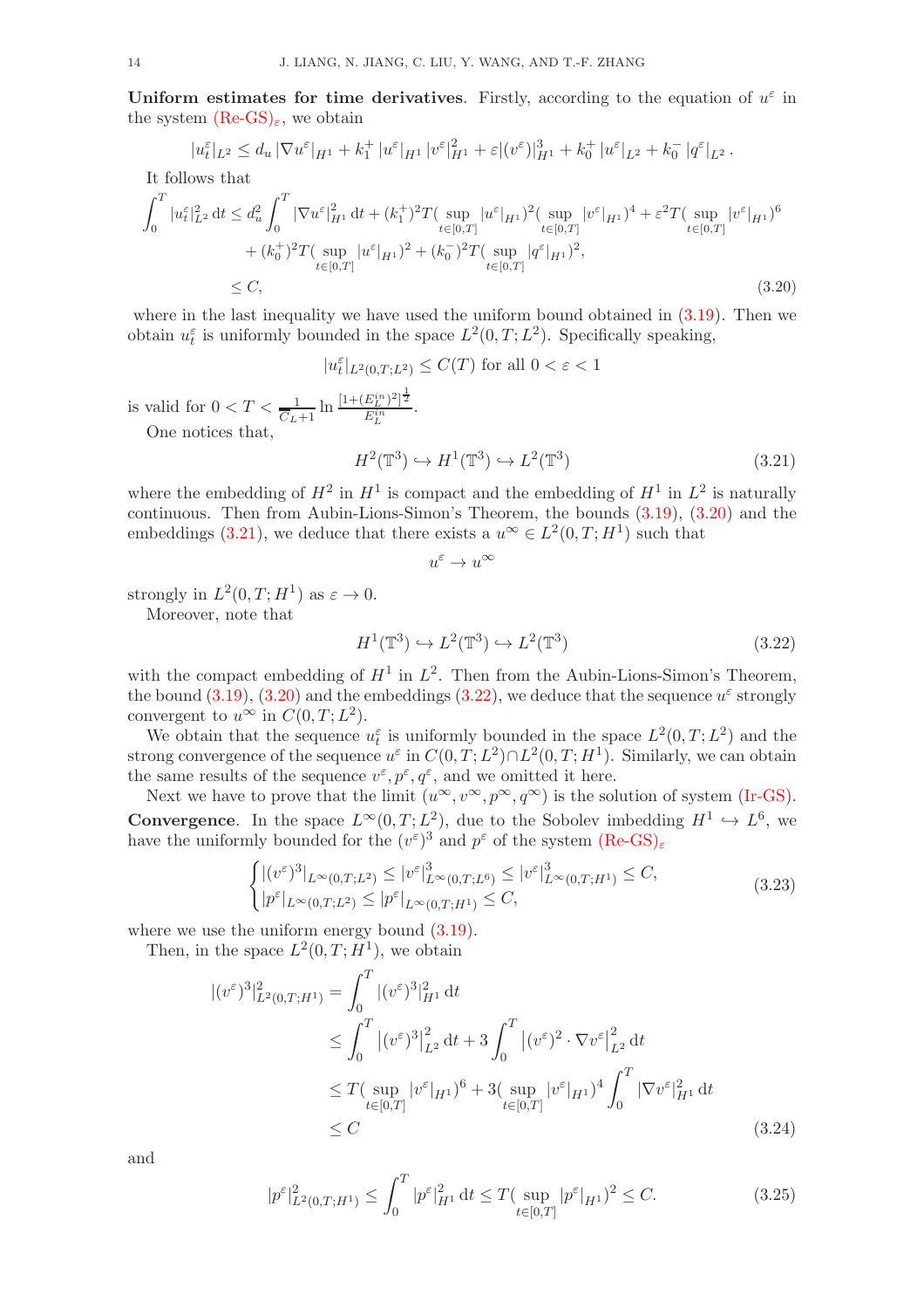**Uniform estimates for time derivatives**. Firstly, according to the equation of $u^\varepsilon$ in the system (Re-GS)$_\varepsilon$, we obtain

$$|u^\varepsilon_t|_{L^2} \leq d_u \, |\nabla u^\varepsilon|_{H^1} + k_1^+ \, |u^\varepsilon|_{H^1} \, |v^\varepsilon|^2_{H^1} + \varepsilon |(v^\varepsilon)|^3_{H^1} + k_0^+ \, |u^\varepsilon|_{L^2} + k_0^- \, |q^\varepsilon|_{L^2} \, .$$

It follows that

$$\begin{aligned}
\int_0^T |u^\varepsilon_t|^2_{L^2} \, \mathrm{d}t \leq & \, d_u^2 \int_0^T |\nabla u^\varepsilon|^2_{H^1} \, \mathrm{d}t + (k_1^+)^2 T (\sup_{t\in[0,T]} |u^\varepsilon|_{H^1})^2 (\sup_{t\in[0,T]} |v^\varepsilon|_{H^1})^4 + \varepsilon^2 T (\sup_{t\in[0,T]} |v^\varepsilon|_{H^1})^6 \\
& + (k_0^+)^2 T (\sup_{t\in[0,T]} |u^\varepsilon|_{H^1})^2 + (k_0^-)^2 T (\sup_{t\in[0,T]} |q^\varepsilon|_{H^1})^2, \\
\leq & \, C,
\end{aligned} \tag{3.20}$$

where in the last inequality we have used the uniform bound obtained in (3.19). Then we obtain $u^\varepsilon_t$ is uniformly bounded in the space $L^2(0,T;L^2)$. Specifically speaking,

$$|u^\varepsilon_t|_{L^2(0,T;L^2)} \leq C(T) \text{ for all } 0 < \varepsilon < 1$$

is valid for $0 < T < \frac{1}{\overline{C}_L + 1} \ln \frac{[1+(E_L^{in})^2]^{\frac{1}{2}}}{E_L^{in}}$.

One notices that,

$$H^2(\mathbb{T}^3) \hookrightarrow H^1(\mathbb{T}^3) \hookrightarrow L^2(\mathbb{T}^3) \tag{3.21}$$

where the embedding of $H^2$ in $H^1$ is compact and the embedding of $H^1$ in $L^2$ is naturally continuous. Then from Aubin-Lions-Simon's Theorem, the bounds (3.19), (3.20) and the embeddings (3.21), we deduce that there exists a $u^\infty \in L^2(0,T;H^1)$ such that

$$u^\varepsilon \to u^\infty$$

strongly in $L^2(0,T;H^1)$ as $\varepsilon \to 0$.

Moreover, note that

$$H^1(\mathbb{T}^3) \hookrightarrow L^2(\mathbb{T}^3) \hookrightarrow L^2(\mathbb{T}^3) \tag{3.22}$$

with the compact embedding of $H^1$ in $L^2$. Then from the Aubin-Lions-Simon's Theorem, the bound (3.19), (3.20) and the embeddings (3.22), we deduce that the sequence $u^\varepsilon$ strongly convergent to $u^\infty$ in $C(0,T;L^2)$.

We obtain that the sequence $u^\varepsilon_t$ is uniformly bounded in the space $L^2(0,T;L^2)$ and the strong convergence of the sequence $u^\varepsilon$ in $C(0,T;L^2) \cap L^2(0,T;H^1)$. Similarly, we can obtain the same results of the sequence $v^\varepsilon, p^\varepsilon, q^\varepsilon$, and we omitted it here.

Next we have to prove that the limit $(u^\infty, v^\infty, p^\infty, q^\infty)$ is the solution of system (Ir-GS).

**Convergence**. In the space $L^\infty(0,T;L^2)$, due to the Sobolev imbedding $H^1 \hookrightarrow L^6$, we have the uniformly bounded for the $(v^\varepsilon)^3$ and $p^\varepsilon$ of the system (Re-GS)$_\varepsilon$

$$\begin{cases}
|(v^\varepsilon)^3|_{L^\infty(0,T;L^2)} \leq |v^\varepsilon|^3_{L^\infty(0,T;L^6)} \leq |v^\varepsilon|^3_{L^\infty(0,T;H^1)} \leq C, \\
|p^\varepsilon|_{L^\infty(0,T;L^2)} \leq |p^\varepsilon|_{L^\infty(0,T;H^1)} \leq C,
\end{cases} \tag{3.23}$$

where we use the uniform energy bound (3.19).

Then, in the space $L^2(0,T;H^1)$, we obtain

$$\begin{aligned}
|(v^\varepsilon)^3|^2_{L^2(0,T;H^1)} = & \int_0^T |(v^\varepsilon)^3|^2_{H^1} \, \mathrm{d}t \\
\leq & \int_0^T \left|(v^\varepsilon)^3\right|^2_{L^2} \mathrm{d}t + 3 \int_0^T \left|(v^\varepsilon)^2 \cdot \nabla v^\varepsilon\right|^2_{L^2} \mathrm{d}t \\
\leq & \, T (\sup_{t\in[0,T]} |v^\varepsilon|_{H^1})^6 + 3 (\sup_{t\in[0,T]} |v^\varepsilon|_{H^1})^4 \int_0^T |\nabla v^\varepsilon|^2_{H^1} \, \mathrm{d}t \\
\leq & \, C
\end{aligned} \tag{3.24}$$

and

$$|p^\varepsilon|^2_{L^2(0,T;H^1)} \leq \int_0^T |p^\varepsilon|^2_{H^1} \, \mathrm{d}t \leq T (\sup_{t\in[0,T]} |p^\varepsilon|_{H^1})^2 \leq C. \tag{3.25}$$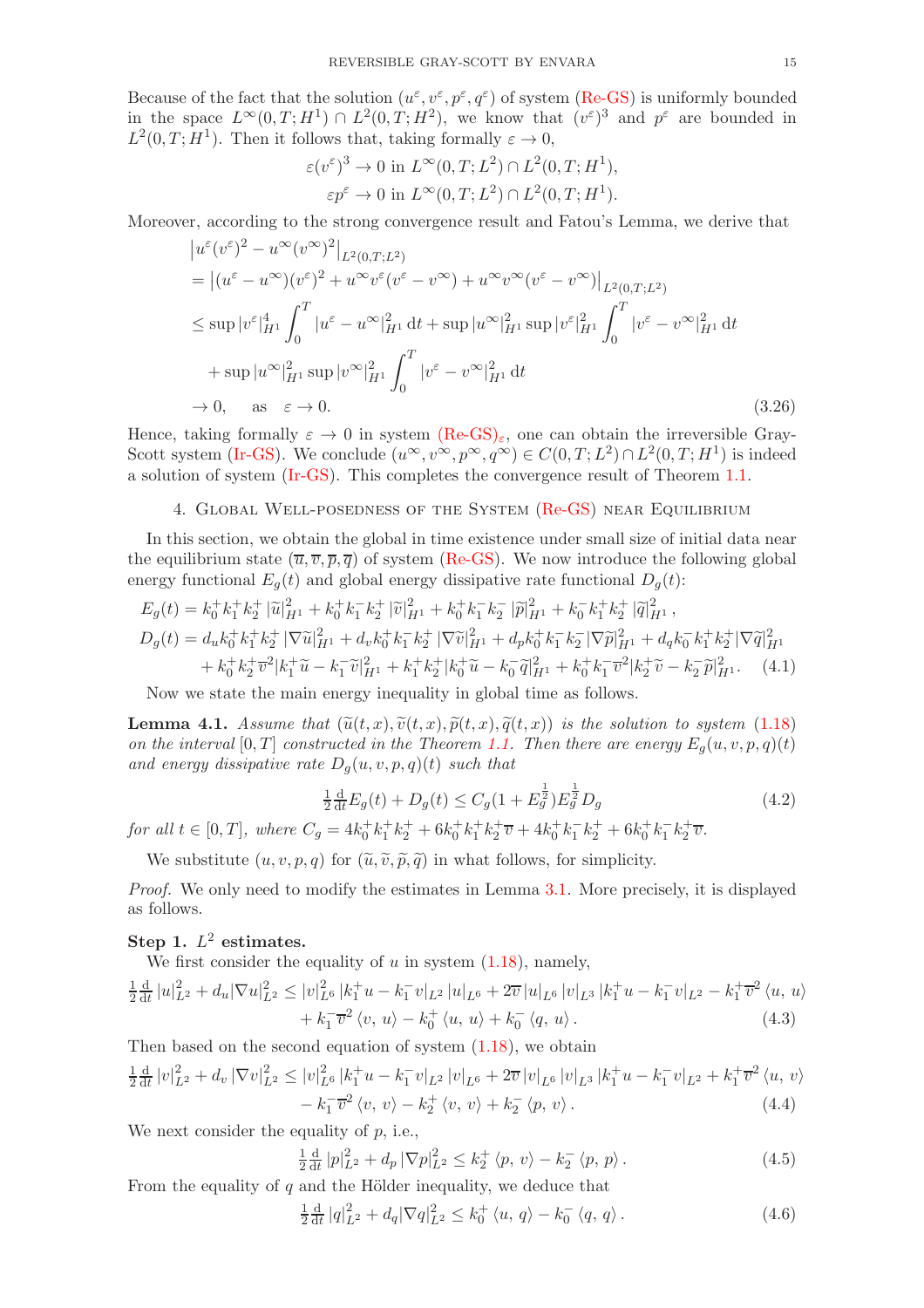Because of the fact that the solution $(u^\varepsilon, v^\varepsilon, p^\varepsilon, q^\varepsilon)$ of system (Re-GS) is uniformly bounded in the space $L^\infty(0,T;H^1)\cap L^2(0,T;H^2)$, we know that $(v^\varepsilon)^3$ and $p^\varepsilon$ are bounded in $L^2(0,T;H^1)$. Then it follows that, taking formally $\varepsilon \to 0$,

$$
\varepsilon (v^\varepsilon)^3 \to 0 \text{ in } L^\infty(0,T;L^2)\cap L^2(0,T;H^1),
$$
$$
\varepsilon p^\varepsilon \to 0 \text{ in } L^\infty(0,T;L^2)\cap L^2(0,T;H^1).
$$

Moreover, according to the strong convergence result and Fatou's Lemma, we derive that

$$
\begin{aligned}
&\left|u^\varepsilon (v^\varepsilon)^2 - u^\infty (v^\infty)^2\right|_{L^2(0,T;L^2)} \\
&= \left|(u^\varepsilon - u^\infty)(v^\varepsilon)^2 + u^\infty v^\varepsilon (v^\varepsilon - v^\infty) + u^\infty v^\infty (v^\varepsilon - v^\infty)\right|_{L^2(0,T;L^2)} \\
&\le \sup |v^\varepsilon|_{H^1}^4 \int_0^T |u^\varepsilon - u^\infty|_{H^1}^2 \,\mathrm{d}t + \sup|u^\infty|_{H^1}^2 \sup |v^\varepsilon|_{H^1}^2 \int_0^T |v^\varepsilon - v^\infty|_{H^1}^2\,\mathrm{d}t \\
&\quad + \sup|u^\infty|_{H^1}^2 \sup|v^\infty|_{H^1}^2 \int_0^T |v^\varepsilon - v^\infty|_{H^1}^2\,\mathrm{d}t \\
&\to 0, \quad \text{ as } \quad \varepsilon \to 0.
\end{aligned}
\tag{3.26}
$$

Hence, taking formally $\varepsilon \to 0$ in system $(\text{Re-GS})_\varepsilon$, one can obtain the irreversible Gray-Scott system (Ir-GS). We conclude $(u^\infty, v^\infty, p^\infty, q^\infty) \in C(0,T;L^2)\cap L^2(0,T;H^1)$ is indeed a solution of system (Ir-GS). This completes the convergence result of Theorem 1.1.

## 4. Global Well-posedness of the System (Re-GS) near Equilibrium

In this section, we obtain the global in time existence under small size of initial data near the equilibrium state $(\overline{u}, \overline{v}, \overline{p}, \overline{q})$ of system (Re-GS). We now introduce the following global energy functional $E_g(t)$ and global energy dissipative rate functional $D_g(t)$:

$$
\begin{aligned}
E_g(t) &= k_0^+k_1^+k_2^+ \,|\widetilde{u}|_{H^1}^2 + k_0^+k_1^-k_2^+ \,|\widetilde{v}|_{H^1}^2 + k_0^+k_1^-k_2^- \,|\widetilde{p}|_{H^1}^2 + k_0^-k_1^+k_2^+ \,|\widetilde{q}|_{H^1}^2\,, \\
D_g(t) &= d_u k_0^+k_1^+k_2^+ \,|\nabla \widetilde{u}|_{H^1}^2 + d_v k_0^+k_1^-k_2^+ \,|\nabla \widetilde{v}|_{H^1}^2 + d_p k_0^+k_1^-k_2^- |\nabla \widetilde{p}|_{H^1}^2 + d_q k_0^-k_1^+k_2^+ |\nabla \widetilde{q}|_{H^1}^2 \\
&\quad + k_0^+k_2^+\overline{v}^2 |k_1^+\widetilde{u} - k_1^-\widetilde{v}|_{H^1}^2 + k_1^+k_2^+ |k_0^+\widetilde{u} - k_0^-\widetilde{q}|_{H^1}^2 + k_0^+k_1^-\overline{v}^2 |k_2^+\widetilde{v} - k_2^-\widetilde{p}|_{H^1}^2 .
\end{aligned}
\tag{4.1}
$$

Now we state the main energy inequality in global time as follows.

**Lemma 4.1.** *Assume that $(\widetilde{u}(t,x), \widetilde{v}(t,x), \widetilde{p}(t,x), \widetilde{q}(t,x))$ is the solution to system (1.18) on the interval $[0,T]$ constructed in the Theorem 1.1. Then there are energy $E_g(u,v,p,q)(t)$ and energy dissipative rate $D_g(u,v,p,q)(t)$ such that*

$$
\tfrac{1}{2}\tfrac{\mathrm{d}}{\mathrm{d}t} E_g(t) + D_g(t) \le C_g (1 + E_g^{\frac12}) E_g^{\frac12} D_g \tag{4.2}
$$

*for all $t\in[0,T]$, where $C_g = 4k_0^+k_1^+k_2^+ + 6k_0^+k_1^+k_2^+\overline{v} + 4k_0^+k_1^-k_2^+ + 6k_0^+k_1^-k_2^+\overline{v}$.*

We substitute $(u,v,p,q)$ for $(\widetilde{u}, \widetilde{v}, \widetilde{p}, \widetilde{q})$ in what follows, for simplicity.

*Proof.* We only need to modify the estimates in Lemma 3.1. More precisely, it is displayed as follows.

**Step 1. $L^2$ estimates.**

We first consider the equality of $u$ in system (1.18), namely,

$$
\begin{aligned}
\tfrac{1}{2}\tfrac{\mathrm{d}}{\mathrm{d}t}|u|_{L^2}^2 + d_u|\nabla u|_{L^2}^2 &\le |v|_{L^6}^2 \,|k_1^+u - k_1^-v|_{L^2}\,|u|_{L^6} + 2\overline{v}\,|u|_{L^6}\,|v|_{L^3}\,|k_1^+u - k_1^-v|_{L^2} - k_1^+\overline{v}^2\,\langle u,\,u\rangle \\
&\quad + k_1^-\overline{v}^2\,\langle v,\,u\rangle - k_0^+\,\langle u,\,u\rangle + k_0^-\,\langle q,\,u\rangle\,.
\end{aligned}
\tag{4.3}
$$

Then based on the second equation of system (1.18), we obtain

$$
\begin{aligned}
\tfrac{1}{2}\tfrac{\mathrm{d}}{\mathrm{d}t}|v|_{L^2}^2 + d_v|\nabla v|_{L^2}^2 &\le |v|_{L^6}^2 \,|k_1^+u - k_1^-v|_{L^2}\,|v|_{L^6} + 2\overline{v}\,|v|_{L^6}\,|v|_{L^3}\,|k_1^+u - k_1^-v|_{L^2} + k_1^+\overline{v}^2\,\langle u,\,v\rangle \\
&\quad - k_1^-\overline{v}^2\,\langle v,\,v\rangle - k_2^+\,\langle v,\,v\rangle + k_2^-\,\langle p,\,v\rangle\,.
\end{aligned}
\tag{4.4}
$$

We next consider the equality of $p$, i.e.,

$$
\tfrac{1}{2}\tfrac{\mathrm{d}}{\mathrm{d}t}|p|_{L^2}^2 + d_p|\nabla p|_{L^2}^2 \le k_2^+\,\langle p,\,v\rangle - k_2^-\,\langle p,\,p\rangle\,. \tag{4.5}
$$

From the equality of $q$ and the Hölder inequality, we deduce that

$$
\tfrac{1}{2}\tfrac{\mathrm{d}}{\mathrm{d}t}|q|_{L^2}^2 + d_q|\nabla q|_{L^2}^2 \le k_0^+\,\langle u,\,q\rangle - k_0^-\,\langle q,\,q\rangle\,. \tag{4.6}
$$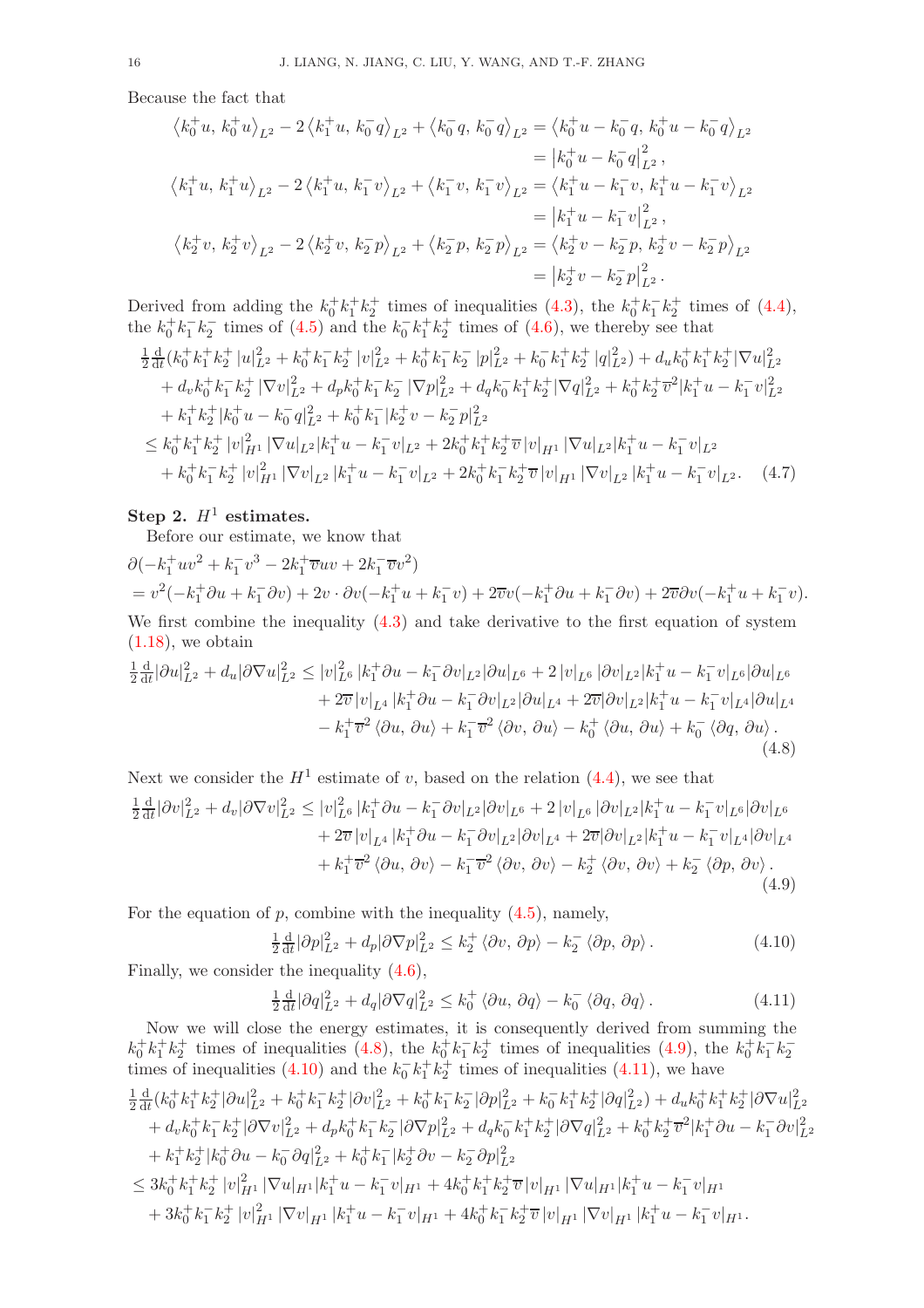Because the fact that

$$
\begin{aligned}
\left\langle k_0^+ u,\, k_0^+ u\right\rangle_{L^2} - 2\left\langle k_1^+ u,\, k_0^- q\right\rangle_{L^2} + \left\langle k_0^- q,\, k_0^- q\right\rangle_{L^2} &= \left\langle k_0^+ u - k_0^- q,\, k_0^+ u - k_0^- q\right\rangle_{L^2} \\
&= \left|k_0^+ u - k_0^- q\right|_{L^2}^2, \\
\left\langle k_1^+ u,\, k_1^+ u\right\rangle_{L^2} - 2\left\langle k_1^+ u,\, k_1^- v\right\rangle_{L^2} + \left\langle k_1^- v,\, k_1^- v\right\rangle_{L^2} &= \left\langle k_1^+ u - k_1^- v,\, k_1^+ u - k_1^- v\right\rangle_{L^2} \\
&= \left|k_1^+ u - k_1^- v\right|_{L^2}^2, \\
\left\langle k_2^+ v,\, k_2^+ v\right\rangle_{L^2} - 2\left\langle k_2^+ v,\, k_2^- p\right\rangle_{L^2} + \left\langle k_2^- p,\, k_2^- p\right\rangle_{L^2} &= \left\langle k_2^+ v - k_2^- p,\, k_2^+ v - k_2^- p\right\rangle_{L^2} \\
&= \left|k_2^+ v - k_2^- p\right|_{L^2}^2.
\end{aligned}
$$

Derived from adding the $k_0^+k_1^+k_2^+$ times of inequalities (4.3), the $k_0^+k_1^-k_2^+$ times of (4.4), the $k_0^+k_1^-k_2^-$ times of (4.5) and the $k_0^-k_1^+k_2^+$ times of (4.6), we thereby see that

$$
\begin{aligned}
&\tfrac{1}{2}\tfrac{\mathrm{d}}{\mathrm{d}t}(k_0^+k_1^+k_2^+\,|u|_{L^2}^2 + k_0^+k_1^-k_2^+\,|v|_{L^2}^2 + k_0^+k_1^-k_2^-\,|p|_{L^2}^2 + k_0^-k_1^+k_2^+\,|q|_{L^2}^2) + d_u k_0^+k_1^+k_2^+|\nabla u|_{L^2}^2 \\
&\quad + d_v k_0^+k_1^-k_2^+\,|\nabla v|_{L^2}^2 + d_p k_0^+k_1^-k_2^-\,|\nabla p|_{L^2}^2 + d_q k_0^-k_1^+k_2^+|\nabla q|_{L^2}^2 + k_0^+k_2^+\overline{v}^2|k_1^+u - k_1^-v|_{L^2}^2 \\
&\quad + k_1^+k_2^+|k_0^+u - k_0^-q|_{L^2}^2 + k_0^+k_1^-|k_2^+v - k_2^-p|_{L^2}^2 \\
&\le k_0^+k_1^+k_2^+\,|v|_{H^1}^2\,|\nabla u|_{L^2}|k_1^+u - k_1^-v|_{L^2} + 2k_0^+k_1^+k_2^+\overline{v}\,|v|_{H^1}\,|\nabla u|_{L^2}|k_1^+u - k_1^-v|_{L^2} \\
&\quad + k_0^+k_1^-k_2^+\,|v|_{H^1}^2\,|\nabla v|_{L^2}\,|k_1^+u - k_1^-v|_{L^2} + 2k_0^+k_1^-k_2^+\overline{v}\,|v|_{H^1}\,|\nabla v|_{L^2}\,|k_1^+u - k_1^-v|_{L^2}. \qquad (4.7)
\end{aligned}
$$

**Step 2. $H^1$ estimates.**

Before our estimate, we know that

$$
\begin{aligned}
&\partial(-k_1^+uv^2 + k_1^-v^3 - 2k_1^+\overline{v}uv + 2k_1^-\overline{v}v^2) \\
&= v^2(-k_1^+\partial u + k_1^-\partial v) + 2v\cdot\partial v(-k_1^+u + k_1^-v) + 2\overline{v}v(-k_1^+\partial u + k_1^-\partial v) + 2\overline{v}\partial v(-k_1^+u + k_1^-v).
\end{aligned}
$$

We first combine the inequality (4.3) and take derivative to the first equation of system (1.18), we obtain

$$
\begin{aligned}
\tfrac{1}{2}\tfrac{\mathrm{d}}{\mathrm{d}t}|\partial u|_{L^2}^2 + d_u|\partial\nabla u|_{L^2}^2 &\le |v|_{L^6}^2\,|k_1^+\partial u - k_1^-\partial v|_{L^2}|\partial u|_{L^6} + 2\,|v|_{L^6}\,|\partial v|_{L^2}|k_1^+u - k_1^-v|_{L^6}|\partial u|_{L^6} \\
&\quad + 2\overline{v}\,|v|_{L^4}\,|k_1^+\partial u - k_1^-\partial v|_{L^2}|\partial u|_{L^4} + 2\overline{v}|\partial v|_{L^2}|k_1^+u - k_1^-v|_{L^4}|\partial u|_{L^4} \\
&\quad - k_1^+\overline{v}^2\left\langle\partial u,\,\partial u\right\rangle + k_1^-\overline{v}^2\left\langle\partial v,\,\partial u\right\rangle - k_0^+\left\langle\partial u,\,\partial u\right\rangle + k_0^-\left\langle\partial q,\,\partial u\right\rangle.
\end{aligned} \tag{4.8}
$$

Next we consider the $H^1$ estimate of $v$, based on the relation (4.4), we see that

$$
\begin{aligned}
\tfrac{1}{2}\tfrac{\mathrm{d}}{\mathrm{d}t}|\partial v|_{L^2}^2 + d_v|\partial\nabla v|_{L^2}^2 &\le |v|_{L^6}^2\,|k_1^+\partial u - k_1^-\partial v|_{L^2}|\partial v|_{L^6} + 2\,|v|_{L^6}\,|\partial v|_{L^2}|k_1^+u - k_1^-v|_{L^6}|\partial v|_{L^6} \\
&\quad + 2\overline{v}\,|v|_{L^4}\,|k_1^+\partial u - k_1^-\partial v|_{L^2}|\partial v|_{L^4} + 2\overline{v}|\partial v|_{L^2}|k_1^+u - k_1^-v|_{L^4}|\partial v|_{L^4} \\
&\quad + k_1^+\overline{v}^2\left\langle\partial u,\,\partial v\right\rangle - k_1^-\overline{v}^2\left\langle\partial v,\,\partial v\right\rangle - k_2^+\left\langle\partial v,\,\partial v\right\rangle + k_2^-\left\langle\partial p,\,\partial v\right\rangle.
\end{aligned} \tag{4.9}
$$

For the equation of $p$, combine with the inequality (4.5), namely,

$$
\tfrac{1}{2}\tfrac{\mathrm{d}}{\mathrm{d}t}|\partial p|_{L^2}^2 + d_p|\partial\nabla p|_{L^2}^2 \le k_2^+\left\langle\partial v,\,\partial p\right\rangle - k_2^-\left\langle\partial p,\,\partial p\right\rangle. \tag{4.10}
$$

Finally, we consider the inequality (4.6),

$$
\tfrac{1}{2}\tfrac{\mathrm{d}}{\mathrm{d}t}|\partial q|_{L^2}^2 + d_q|\partial\nabla q|_{L^2}^2 \le k_0^+\left\langle\partial u,\,\partial q\right\rangle - k_0^-\left\langle\partial q,\,\partial q\right\rangle. \tag{4.11}
$$

Now we will close the energy estimates, it is consequently derived from summing the $k_0^+k_1^+k_2^+$ times of inequalities (4.8), the $k_0^+k_1^-k_2^+$ times of inequalities (4.9), the $k_0^+k_1^-k_2^-$ times of inequalities (4.10) and the $k_0^-k_1^+k_2^+$ times of inequalities (4.11), we have

$$
\begin{aligned}
&\tfrac{1}{2}\tfrac{\mathrm{d}}{\mathrm{d}t}(k_0^+k_1^+k_2^+|\partial u|_{L^2}^2 + k_0^+k_1^-k_2^+|\partial v|_{L^2}^2 + k_0^+k_1^-k_2^-|\partial p|_{L^2}^2 + k_0^-k_1^+k_2^+|\partial q|_{L^2}^2) + d_u k_0^+k_1^+k_2^+|\partial\nabla u|_{L^2}^2 \\
&\quad + d_v k_0^+k_1^-k_2^+|\partial\nabla v|_{L^2}^2 + d_p k_0^+k_1^-k_2^-|\partial\nabla p|_{L^2}^2 + d_q k_0^-k_1^+k_2^+|\partial\nabla q|_{L^2}^2 + k_0^+k_2^+\overline{v}^2|k_1^+\partial u - k_1^-\partial v|_{L^2}^2 \\
&\quad + k_1^+k_2^+|k_0^+\partial u - k_0^-\partial q|_{L^2}^2 + k_0^+k_1^-|k_2^+\partial v - k_2^-\partial p|_{L^2}^2 \\
&\le 3k_0^+k_1^+k_2^+\,|v|_{H^1}^2\,|\nabla u|_{H^1}|k_1^+u - k_1^-v|_{H^1} + 4k_0^+k_1^+k_2^+\overline{v}\,|v|_{H^1}\,|\nabla u|_{H^1}|k_1^+u - k_1^-v|_{H^1} \\
&\quad + 3k_0^+k_1^-k_2^+\,|v|_{H^1}^2\,|\nabla v|_{H^1}\,|k_1^+u - k_1^-v|_{H^1} + 4k_0^+k_1^-k_2^+\overline{v}\,|v|_{H^1}\,|\nabla v|_{H^1}\,|k_1^+u - k_1^-v|_{H^1}.
\end{aligned}
$$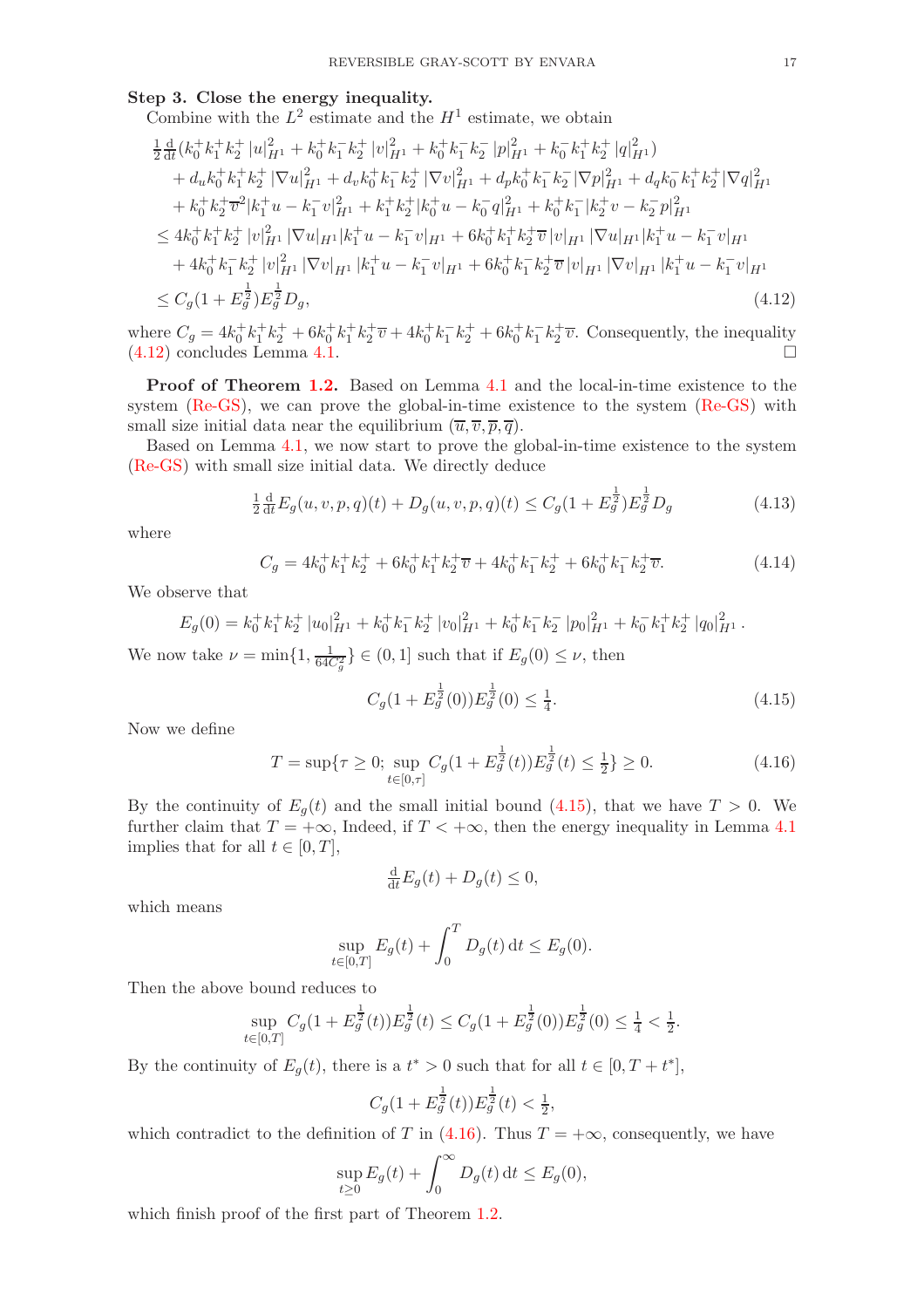**Step 3. Close the energy inequality.**

Combine with the $L^2$ estimate and the $H^1$ estimate, we obtain

$$
\begin{aligned}
&\tfrac{1}{2}\tfrac{\mathrm{d}}{\mathrm{d}t}(k_0^+k_1^+k_2^+\,|u|_{H^1}^2 + k_0^+k_1^-k_2^+\,|v|_{H^1}^2 + k_0^+k_1^-k_2^-\,|p|_{H^1}^2 + k_0^-k_1^+k_2^+\,|q|_{H^1}^2)\\
&\quad + d_u k_0^+k_1^+k_2^+\,|\nabla u|_{H^1}^2 + d_v k_0^+k_1^-k_2^+\,|\nabla v|_{H^1}^2 + d_p k_0^+k_1^-k_2^-\,|\nabla p|_{H^1}^2 + d_q k_0^-k_1^+k_2^+|\nabla q|_{H^1}^2\\
&\quad + k_0^+k_2^+\overline{v}^2|k_1^+u - k_1^-v|_{H^1}^2 + k_1^+k_2^+|k_0^+u - k_0^-q|_{H^1}^2 + k_0^+k_1^-|k_2^+v - k_2^-p|_{H^1}^2\\
&\le 4k_0^+k_1^+k_2^+\,|v|_{H^1}^2\,|\nabla u|_{H^1}|k_1^+u - k_1^-v|_{H^1} + 6k_0^+k_1^+k_2^+\overline{v}\,|v|_{H^1}\,|\nabla u|_{H^1}|k_1^+u - k_1^-v|_{H^1}\\
&\quad + 4k_0^+k_1^-k_2^+\,|v|_{H^1}^2\,|\nabla v|_{H^1}\,|k_1^+u - k_1^-v|_{H^1} + 6k_0^+k_1^-k_2^+\overline{v}\,|v|_{H^1}\,|\nabla v|_{H^1}\,|k_1^+u - k_1^-v|_{H^1}\\
&\le C_g(1 + E_g^{\frac{1}{2}})E_g^{\frac{1}{2}}D_g,
\end{aligned}
\tag{4.12}
$$

where $C_g = 4k_0^+k_1^+k_2^+ + 6k_0^+k_1^+k_2^+\overline{v} + 4k_0^+k_1^-k_2^+ + 6k_0^+k_1^-k_2^+\overline{v}$. Consequently, the inequality (4.12) concludes Lemma 4.1. □

**Proof of Theorem 1.2.** Based on Lemma 4.1 and the local-in-time existence to the system (Re-GS), we can prove the global-in-time existence to the system (Re-GS) with small size initial data near the equilibrium $(\overline{u}, \overline{v}, \overline{p}, \overline{q})$.

Based on Lemma 4.1, we now start to prove the global-in-time existence to the system (Re-GS) with small size initial data. We directly deduce

$$
\tfrac{1}{2}\tfrac{\mathrm{d}}{\mathrm{d}t}E_g(u,v,p,q)(t) + D_g(u,v,p,q)(t) \le C_g(1 + E_g^{\frac{1}{2}})E_g^{\frac{1}{2}}D_g \tag{4.13}
$$

where

$$
C_g = 4k_0^+k_1^+k_2^+ + 6k_0^+k_1^+k_2^+\overline{v} + 4k_0^+k_1^-k_2^+ + 6k_0^+k_1^-k_2^+\overline{v}. \tag{4.14}
$$

We observe that

$$
E_g(0) = k_0^+k_1^+k_2^+\,|u_0|_{H^1}^2 + k_0^+k_1^-k_2^+\,|v_0|_{H^1}^2 + k_0^+k_1^-k_2^-\,|p_0|_{H^1}^2 + k_0^-k_1^+k_2^+\,|q_0|_{H^1}^2\,.
$$

We now take $\nu = \min\{1, \frac{1}{64C_g^2}\} \in (0,1]$ such that if $E_g(0) \le \nu$, then

$$
C_g(1 + E_g^{\frac{1}{2}}(0))E_g^{\frac{1}{2}}(0) \le \tfrac{1}{4}. \tag{4.15}
$$

Now we define

$$
T = \sup\{\tau \ge 0;\ \sup_{t\in[0,\tau]} C_g(1 + E_g^{\frac{1}{2}}(t))E_g^{\frac{1}{2}}(t) \le \tfrac{1}{2}\} \ge 0. \tag{4.16}
$$

By the continuity of $E_g(t)$ and the small initial bound (4.15), that we have $T > 0$. We further claim that $T = +\infty$, Indeed, if $T < +\infty$, then the energy inequality in Lemma 4.1 implies that for all $t \in [0, T]$,

$$
\tfrac{\mathrm{d}}{\mathrm{d}t}E_g(t) + D_g(t) \le 0,
$$

which means

$$
\sup_{t\in[0,T]} E_g(t) + \int_0^T D_g(t)\,\mathrm{d}t \le E_g(0).
$$

Then the above bound reduces to

$$
\sup_{t\in[0,T]} C_g(1 + E_g^{\frac{1}{2}}(t))E_g^{\frac{1}{2}}(t) \le C_g(1 + E_g^{\frac{1}{2}}(0))E_g^{\frac{1}{2}}(0) \le \tfrac{1}{4} < \tfrac{1}{2}.
$$

By the continuity of $E_g(t)$, there is a $t^* > 0$ such that for all $t \in [0, T + t^*]$,

$$
C_g(1 + E_g^{\frac{1}{2}}(t))E_g^{\frac{1}{2}}(t) < \tfrac{1}{2},
$$

which contradict to the definition of $T$ in (4.16). Thus $T = +\infty$, consequently, we have

$$
\sup_{t\ge 0} E_g(t) + \int_0^\infty D_g(t)\,\mathrm{d}t \le E_g(0),
$$

which finish proof of the first part of Theorem 1.2.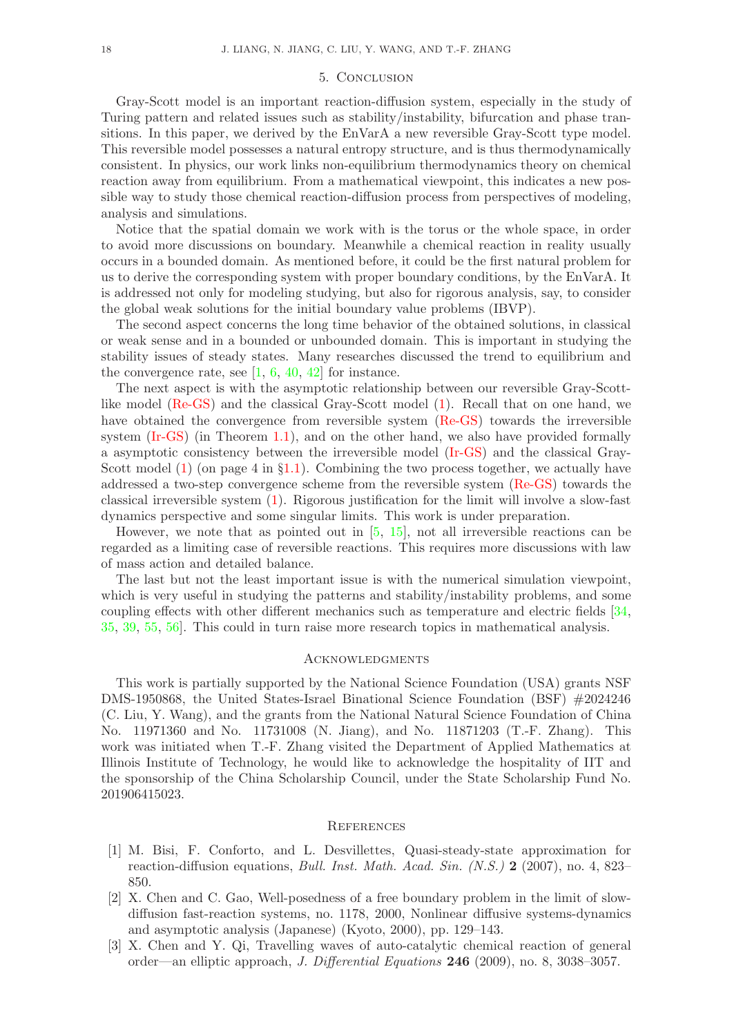## 5. Conclusion

Gray-Scott model is an important reaction-diffusion system, especially in the study of Turing pattern and related issues such as stability/instability, bifurcation and phase transitions. In this paper, we derived by the EnVarA a new reversible Gray-Scott type model. This reversible model possesses a natural entropy structure, and is thus thermodynamically consistent. In physics, our work links non-equilibrium thermodynamics theory on chemical reaction away from equilibrium. From a mathematical viewpoint, this indicates a new possible way to study those chemical reaction-diffusion process from perspectives of modeling, analysis and simulations.

Notice that the spatial domain we work with is the torus or the whole space, in order to avoid more discussions on boundary. Meanwhile a chemical reaction in reality usually occurs in a bounded domain. As mentioned before, it could be the first natural problem for us to derive the corresponding system with proper boundary conditions, by the EnVarA. It is addressed not only for modeling studying, but also for rigorous analysis, say, to consider the global weak solutions for the initial boundary value problems (IBVP).

The second aspect concerns the long time behavior of the obtained solutions, in classical or weak sense and in a bounded or unbounded domain. This is important in studying the stability issues of steady states. Many researches discussed the trend to equilibrium and the convergence rate, see [1, 6, 40, 42] for instance.

The next aspect is with the asymptotic relationship between our reversible Gray-Scott-like model (Re-GS) and the classical Gray-Scott model (1). Recall that on one hand, we have obtained the convergence from reversible system (Re-GS) towards the irreversible system (Ir-GS) (in Theorem 1.1), and on the other hand, we also have provided formally a asymptotic consistency between the irreversible model (Ir-GS) and the classical Gray-Scott model (1) (on page 4 in §1.1). Combining the two process together, we actually have addressed a two-step convergence scheme from the reversible system (Re-GS) towards the classical irreversible system (1). Rigorous justification for the limit will involve a slow-fast dynamics perspective and some singular limits. This work is under preparation.

However, we note that as pointed out in [5, 15], not all irreversible reactions can be regarded as a limiting case of reversible reactions. This requires more discussions with law of mass action and detailed balance.

The last but not the least important issue is with the numerical simulation viewpoint, which is very useful in studying the patterns and stability/instability problems, and some coupling effects with other different mechanics such as temperature and electric fields [34, 35, 39, 55, 56]. This could in turn raise more research topics in mathematical analysis.

## Acknowledgments

This work is partially supported by the National Science Foundation (USA) grants NSF DMS-1950868, the United States-Israel Binational Science Foundation (BSF) #2024246 (C. Liu, Y. Wang), and the grants from the National Natural Science Foundation of China No. 11971360 and No. 11731008 (N. Jiang), and No. 11871203 (T.-F. Zhang). This work was initiated when T.-F. Zhang visited the Department of Applied Mathematics at Illinois Institute of Technology, he would like to acknowledge the hospitality of IIT and the sponsorship of the China Scholarship Council, under the State Scholarship Fund No. 201906415023.

## References

[1] M. Bisi, F. Conforto, and L. Desvillettes, Quasi-steady-state approximation for reaction-diffusion equations, *Bull. Inst. Math. Acad. Sin. (N.S.)* **2** (2007), no. 4, 823–850.

[2] X. Chen and C. Gao, Well-posedness of a free boundary problem in the limit of slow-diffusion fast-reaction systems, no. 1178, 2000, Nonlinear diffusive systems-dynamics and asymptotic analysis (Japanese) (Kyoto, 2000), pp. 129–143.

[3] X. Chen and Y. Qi, Travelling waves of auto-catalytic chemical reaction of general order—an elliptic approach, *J. Differential Equations* **246** (2009), no. 8, 3038–3057.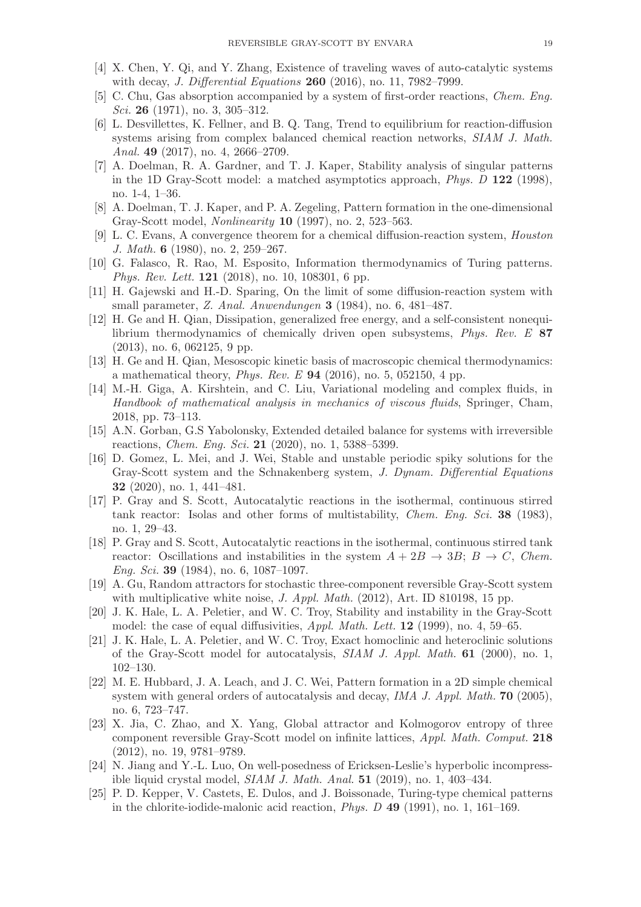[4] X. Chen, Y. Qi, and Y. Zhang, Existence of traveling waves of auto-catalytic systems with decay, *J. Differential Equations* **260** (2016), no. 11, 7982–7999.

[5] C. Chu, Gas absorption accompanied by a system of first-order reactions, *Chem. Eng. Sci.* **26** (1971), no. 3, 305–312.

[6] L. Desvillettes, K. Fellner, and B. Q. Tang, Trend to equilibrium for reaction-diffusion systems arising from complex balanced chemical reaction networks, *SIAM J. Math. Anal.* **49** (2017), no. 4, 2666–2709.

[7] A. Doelman, R. A. Gardner, and T. J. Kaper, Stability analysis of singular patterns in the 1D Gray-Scott model: a matched asymptotics approach, *Phys. D* **122** (1998), no. 1-4, 1–36.

[8] A. Doelman, T. J. Kaper, and P. A. Zegeling, Pattern formation in the one-dimensional Gray-Scott model, *Nonlinearity* **10** (1997), no. 2, 523–563.

[9] L. C. Evans, A convergence theorem for a chemical diffusion-reaction system, *Houston J. Math.* **6** (1980), no. 2, 259–267.

[10] G. Falasco, R. Rao, M. Esposito, Information thermodynamics of Turing patterns. *Phys. Rev. Lett.* **121** (2018), no. 10, 108301, 6 pp.

[11] H. Gajewski and H.-D. Sparing, On the limit of some diffusion-reaction system with small parameter, *Z. Anal. Anwendungen* **3** (1984), no. 6, 481–487.

[12] H. Ge and H. Qian, Dissipation, generalized free energy, and a self-consistent nonequilibrium thermodynamics of chemically driven open subsystems, *Phys. Rev. E* **87** (2013), no. 6, 062125, 9 pp.

[13] H. Ge and H. Qian, Mesoscopic kinetic basis of macroscopic chemical thermodynamics: a mathematical theory, *Phys. Rev. E* **94** (2016), no. 5, 052150, 4 pp.

[14] M.-H. Giga, A. Kirshtein, and C. Liu, Variational modeling and complex fluids, in *Handbook of mathematical analysis in mechanics of viscous fluids*, Springer, Cham, 2018, pp. 73–113.

[15] A.N. Gorban, G.S Yabolonsky, Extended detailed balance for systems with irreversible reactions, *Chem. Eng. Sci.* **21** (2020), no. 1, 5388–5399.

[16] D. Gomez, L. Mei, and J. Wei, Stable and unstable periodic spiky solutions for the Gray-Scott system and the Schnakenberg system, *J. Dynam. Differential Equations* **32** (2020), no. 1, 441–481.

[17] P. Gray and S. Scott, Autocatalytic reactions in the isothermal, continuous stirred tank reactor: Isolas and other forms of multistability, *Chem. Eng. Sci.* **38** (1983), no. 1, 29–43.

[18] P. Gray and S. Scott, Autocatalytic reactions in the isothermal, continuous stirred tank reactor: Oscillations and instabilities in the system $A + 2B \to 3B$; $B \to C$, *Chem. Eng. Sci.* **39** (1984), no. 6, 1087–1097.

[19] A. Gu, Random attractors for stochastic three-component reversible Gray-Scott system with multiplicative white noise, *J. Appl. Math.* (2012), Art. ID 810198, 15 pp.

[20] J. K. Hale, L. A. Peletier, and W. C. Troy, Stability and instability in the Gray-Scott model: the case of equal diffusivities, *Appl. Math. Lett.* **12** (1999), no. 4, 59–65.

[21] J. K. Hale, L. A. Peletier, and W. C. Troy, Exact homoclinic and heteroclinic solutions of the Gray-Scott model for autocatalysis, *SIAM J. Appl. Math.* **61** (2000), no. 1, 102–130.

[22] M. E. Hubbard, J. A. Leach, and J. C. Wei, Pattern formation in a 2D simple chemical system with general orders of autocatalysis and decay, *IMA J. Appl. Math.* **70** (2005), no. 6, 723–747.

[23] X. Jia, C. Zhao, and X. Yang, Global attractor and Kolmogorov entropy of three component reversible Gray-Scott model on infinite lattices, *Appl. Math. Comput.* **218** (2012), no. 19, 9781–9789.

[24] N. Jiang and Y.-L. Luo, On well-posedness of Ericksen-Leslie's hyperbolic incompressible liquid crystal model, *SIAM J. Math. Anal.* **51** (2019), no. 1, 403–434.

[25] P. D. Kepper, V. Castets, E. Dulos, and J. Boissonade, Turing-type chemical patterns in the chlorite-iodide-malonic acid reaction, *Phys. D* **49** (1991), no. 1, 161–169.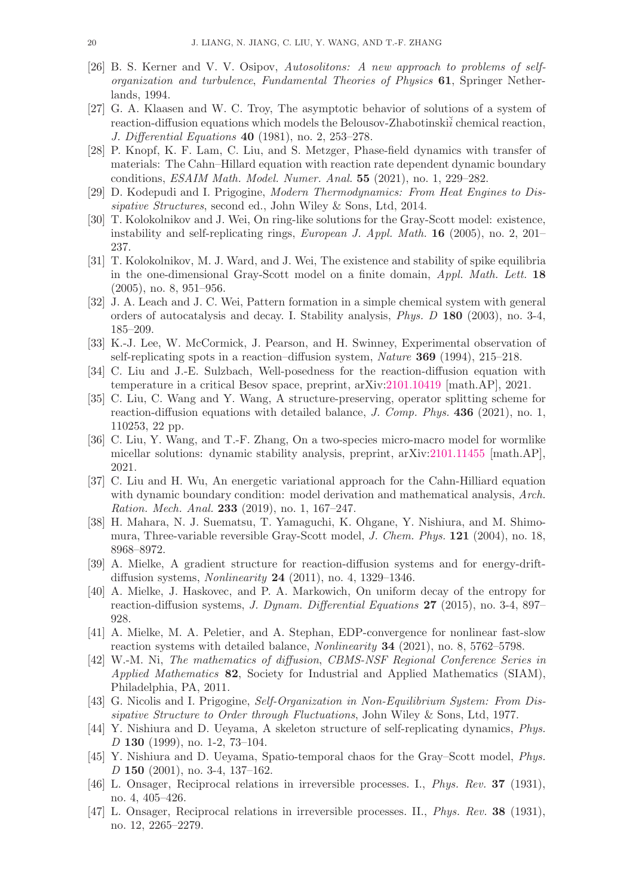[26] B. S. Kerner and V. V. Osipov, *Autosolitons: A new approach to problems of self-organization and turbulence*, *Fundamental Theories of Physics* **61**, Springer Netherlands, 1994.

[27] G. A. Klaasen and W. C. Troy, The asymptotic behavior of solutions of a system of reaction-diffusion equations which models the Belousov-Zhabotinskiĭ chemical reaction, *J. Differential Equations* **40** (1981), no. 2, 253–278.

[28] P. Knopf, K. F. Lam, C. Liu, and S. Metzger, Phase-field dynamics with transfer of materials: The Cahn–Hillard equation with reaction rate dependent dynamic boundary conditions, *ESAIM Math. Model. Numer. Anal.* **55** (2021), no. 1, 229–282.

[29] D. Kodepudi and I. Prigogine, *Modern Thermodynamics: From Heat Engines to Dissipative Structures*, second ed., John Wiley & Sons, Ltd, 2014.

[30] T. Kolokolnikov and J. Wei, On ring-like solutions for the Gray-Scott model: existence, instability and self-replicating rings, *European J. Appl. Math.* **16** (2005), no. 2, 201–237.

[31] T. Kolokolnikov, M. J. Ward, and J. Wei, The existence and stability of spike equilibria in the one-dimensional Gray-Scott model on a finite domain, *Appl. Math. Lett.* **18** (2005), no. 8, 951–956.

[32] J. A. Leach and J. C. Wei, Pattern formation in a simple chemical system with general orders of autocatalysis and decay. I. Stability analysis, *Phys. D* **180** (2003), no. 3-4, 185–209.

[33] K.-J. Lee, W. McCormick, J. Pearson, and H. Swinney, Experimental observation of self-replicating spots in a reaction–diffusion system, *Nature* **369** (1994), 215–218.

[34] C. Liu and J.-E. Sulzbach, Well-posedness for the reaction-diffusion equation with temperature in a critical Besov space, preprint, arXiv:2101.10419 [math.AP], 2021.

[35] C. Liu, C. Wang and Y. Wang, A structure-preserving, operator splitting scheme for reaction-diffusion equations with detailed balance, *J. Comp. Phys.* **436** (2021), no. 1, 110253, 22 pp.

[36] C. Liu, Y. Wang, and T.-F. Zhang, On a two-species micro-macro model for wormlike micellar solutions: dynamic stability analysis, preprint, arXiv:2101.11455 [math.AP], 2021.

[37] C. Liu and H. Wu, An energetic variational approach for the Cahn-Hilliard equation with dynamic boundary condition: model derivation and mathematical analysis, *Arch. Ration. Mech. Anal.* **233** (2019), no. 1, 167–247.

[38] H. Mahara, N. J. Suematsu, T. Yamaguchi, K. Ohgane, Y. Nishiura, and M. Shimomura, Three-variable reversible Gray-Scott model, *J. Chem. Phys.* **121** (2004), no. 18, 8968–8972.

[39] A. Mielke, A gradient structure for reaction-diffusion systems and for energy-drift-diffusion systems, *Nonlinearity* **24** (2011), no. 4, 1329–1346.

[40] A. Mielke, J. Haskovec, and P. A. Markowich, On uniform decay of the entropy for reaction-diffusion systems, *J. Dynam. Differential Equations* **27** (2015), no. 3-4, 897–928.

[41] A. Mielke, M. A. Peletier, and A. Stephan, EDP-convergence for nonlinear fast-slow reaction systems with detailed balance, *Nonlinearity* **34** (2021), no. 8, 5762–5798.

[42] W.-M. Ni, *The mathematics of diffusion*, *CBMS-NSF Regional Conference Series in Applied Mathematics* **82**, Society for Industrial and Applied Mathematics (SIAM), Philadelphia, PA, 2011.

[43] G. Nicolis and I. Prigogine, *Self-Organization in Non-Equilibrium System: From Dissipative Structure to Order through Fluctuations*, John Wiley & Sons, Ltd, 1977.

[44] Y. Nishiura and D. Ueyama, A skeleton structure of self-replicating dynamics, *Phys. D* **130** (1999), no. 1-2, 73–104.

[45] Y. Nishiura and D. Ueyama, Spatio-temporal chaos for the Gray–Scott model, *Phys. D* **150** (2001), no. 3-4, 137–162.

[46] L. Onsager, Reciprocal relations in irreversible processes. I., *Phys. Rev.* **37** (1931), no. 4, 405–426.

[47] L. Onsager, Reciprocal relations in irreversible processes. II., *Phys. Rev.* **38** (1931), no. 12, 2265–2279.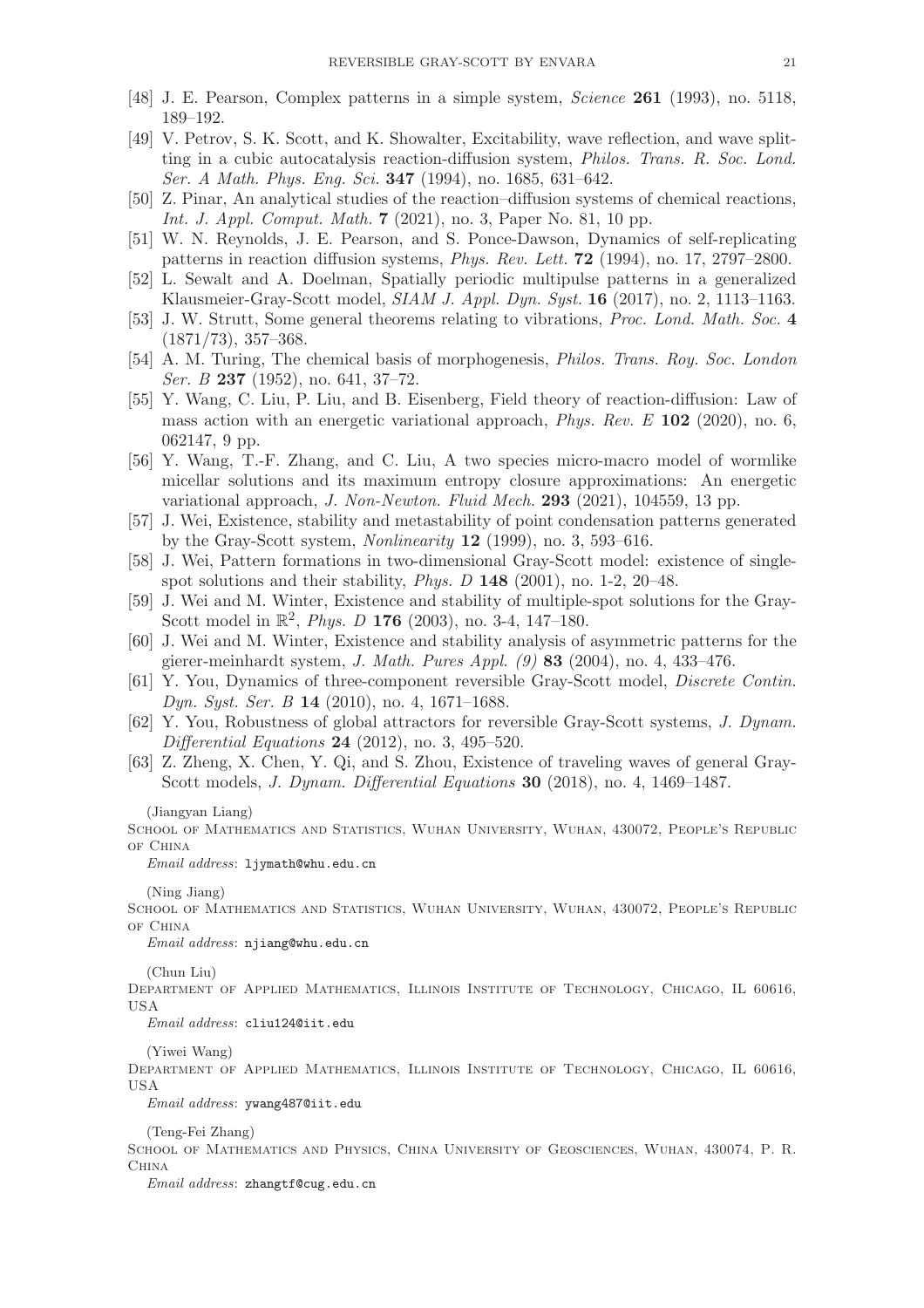[48] J. E. Pearson, Complex patterns in a simple system, *Science* **261** (1993), no. 5118, 189–192.

[49] V. Petrov, S. K. Scott, and K. Showalter, Excitability, wave reflection, and wave splitting in a cubic autocatalysis reaction-diffusion system, *Philos. Trans. R. Soc. Lond. Ser. A Math. Phys. Eng. Sci.* **347** (1994), no. 1685, 631–642.

[50] Z. Pinar, An analytical studies of the reaction–diffusion systems of chemical reactions, *Int. J. Appl. Comput. Math.* **7** (2021), no. 3, Paper No. 81, 10 pp.

[51] W. N. Reynolds, J. E. Pearson, and S. Ponce-Dawson, Dynamics of self-replicating patterns in reaction diffusion systems, *Phys. Rev. Lett.* **72** (1994), no. 17, 2797–2800.

[52] L. Sewalt and A. Doelman, Spatially periodic multipulse patterns in a generalized Klausmeier-Gray-Scott model, *SIAM J. Appl. Dyn. Syst.* **16** (2017), no. 2, 1113–1163.

[53] J. W. Strutt, Some general theorems relating to vibrations, *Proc. Lond. Math. Soc.* **4** (1871/73), 357–368.

[54] A. M. Turing, The chemical basis of morphogenesis, *Philos. Trans. Roy. Soc. London Ser. B* **237** (1952), no. 641, 37–72.

[55] Y. Wang, C. Liu, P. Liu, and B. Eisenberg, Field theory of reaction-diffusion: Law of mass action with an energetic variational approach, *Phys. Rev. E* **102** (2020), no. 6, 062147, 9 pp.

[56] Y. Wang, T.-F. Zhang, and C. Liu, A two species micro-macro model of wormlike micellar solutions and its maximum entropy closure approximations: An energetic variational approach, *J. Non-Newton. Fluid Mech.* **293** (2021), 104559, 13 pp.

[57] J. Wei, Existence, stability and metastability of point condensation patterns generated by the Gray-Scott system, *Nonlinearity* **12** (1999), no. 3, 593–616.

[58] J. Wei, Pattern formations in two-dimensional Gray-Scott model: existence of single-spot solutions and their stability, *Phys. D* **148** (2001), no. 1-2, 20–48.

[59] J. Wei and M. Winter, Existence and stability of multiple-spot solutions for the Gray-Scott model in $\mathbb{R}^2$, *Phys. D* **176** (2003), no. 3-4, 147–180.

[60] J. Wei and M. Winter, Existence and stability analysis of asymmetric patterns for the gierer-meinhardt system, *J. Math. Pures Appl. (9)* **83** (2004), no. 4, 433–476.

[61] Y. You, Dynamics of three-component reversible Gray-Scott model, *Discrete Contin. Dyn. Syst. Ser. B* **14** (2010), no. 4, 1671–1688.

[62] Y. You, Robustness of global attractors for reversible Gray-Scott systems, *J. Dynam. Differential Equations* **24** (2012), no. 3, 495–520.

[63] Z. Zheng, X. Chen, Y. Qi, and S. Zhou, Existence of traveling waves of general Gray-Scott models, *J. Dynam. Differential Equations* **30** (2018), no. 4, 1469–1487.

(Jiangyan Liang)
School of Mathematics and Statistics, Wuhan University, Wuhan, 430072, People's Republic of China
*Email address*: ljymath@whu.edu.cn

(Ning Jiang)
School of Mathematics and Statistics, Wuhan University, Wuhan, 430072, People's Republic of China
*Email address*: njiang@whu.edu.cn

(Chun Liu)
Department of Applied Mathematics, Illinois Institute of Technology, Chicago, IL 60616, USA
*Email address*: cliu124@iit.edu

(Yiwei Wang)
Department of Applied Mathematics, Illinois Institute of Technology, Chicago, IL 60616, USA
*Email address*: ywang487@iit.edu

(Teng-Fei Zhang)
School of Mathematics and Physics, China University of Geosciences, Wuhan, 430074, P. R. China
*Email address*: zhangtf@cug.edu.cn